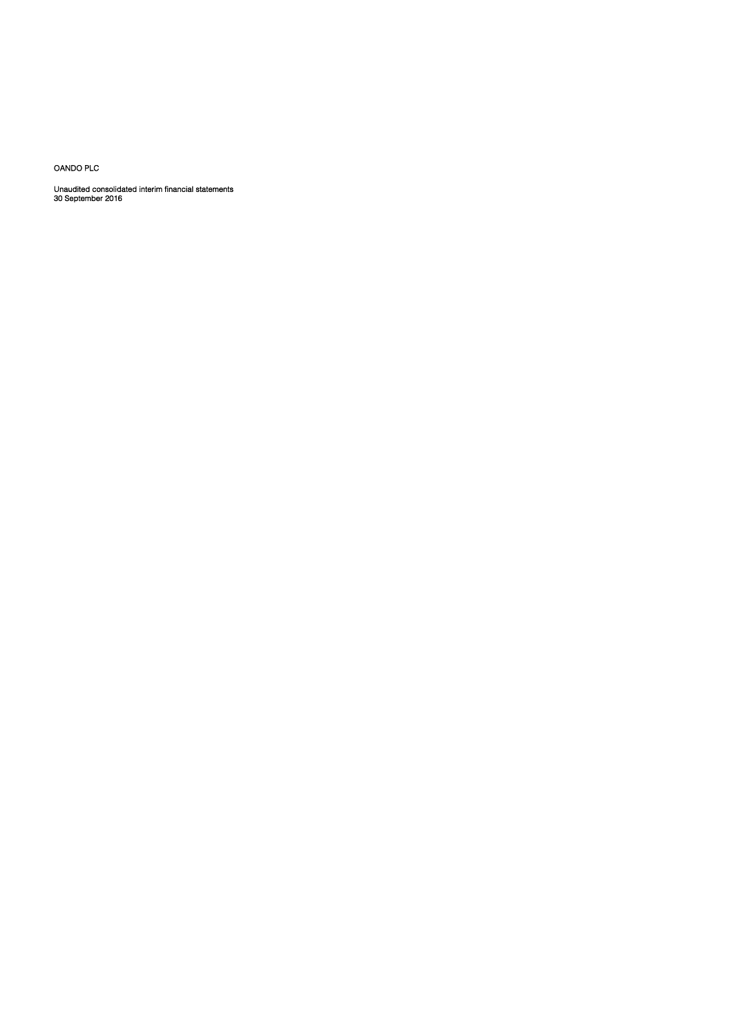OANDO PLC

Unaudited consolidated interim financial statements
30 September 2016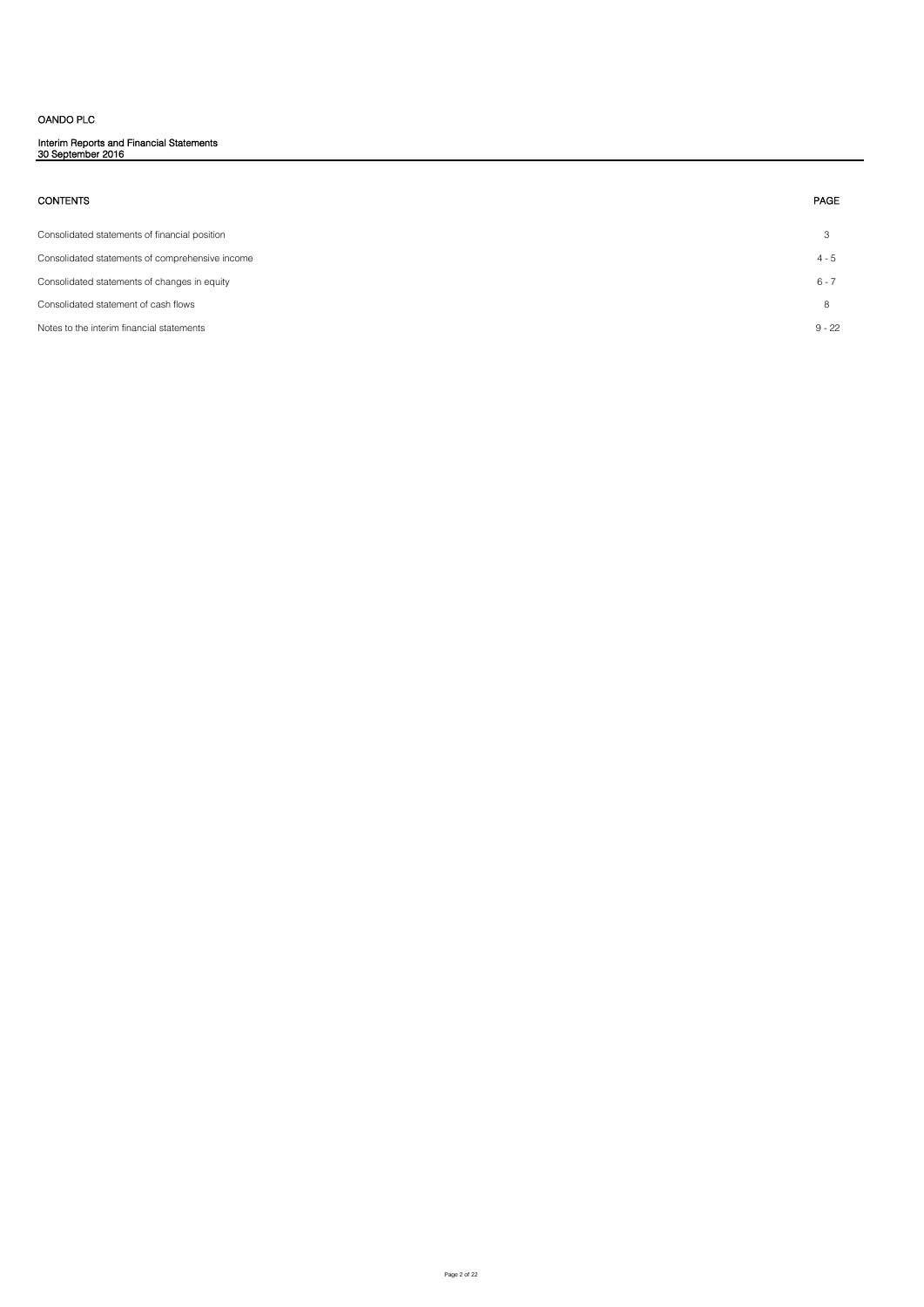OANDO PLC

Interim Reports and Financial Statements
30 September 2016

| CONTENTS | PAGE |
| --- | --- |
| Consolidated statements of financial position | 3 |
| Consolidated statements of comprehensive income | 4 - 5 |
| Consolidated statements of changes in equity | 6 - 7 |
| Consolidated statement of cash flows | 8 |
| Notes to the interim financial statements | 9 - 22 |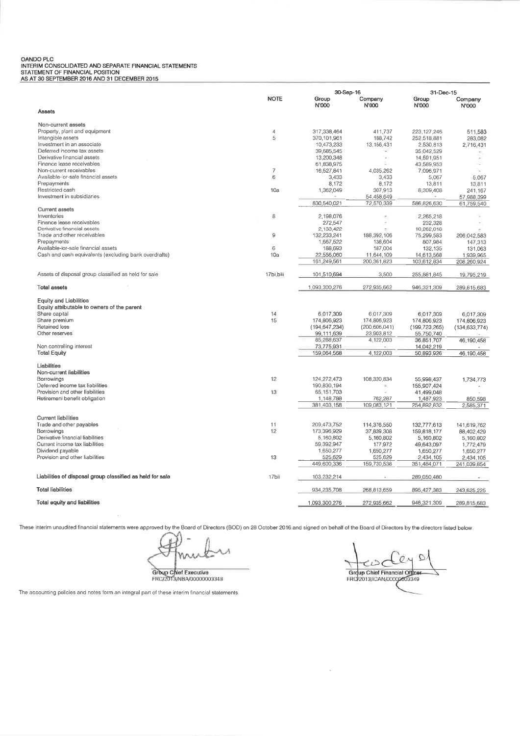OANDO PLC
INTERIM CONSOLIDATED AND SEPARATE FINANCIAL STATEMENTS
STATEMENT OF FINANCIAL POSITION
AS AT 30 SEPTEMBER 2016 AND 31 DECEMBER 2015

| | NOTE | 30-Sep-16 | | 31-Dec-15 | |
|---|---|---|---|---|---|
| | | Group N'000 | Company N'000 | Group N'000 | Company N'000 |
| **Assets** | | | | | |
| Non-current assets | | | | | |
| Property, plant and equipment | 4 | 317,338,464 | 411,737 | 223,127,246 | 511,583 |
| Intangible assets | 5 | 370,101,961 | 188,742 | 252,518,881 | 283,082 |
| Investment in an associate | | 10,473,233 | 13,156,431 | 2,530,813 | 2,716,431 |
| Deferred income tax assets | | 39,685,545 | - | 35,042,529 | - |
| Derivative financial assets | | 13,200,348 | - | 14,591,951 | - |
| Finance lease receivables | | 61,838,975 | - | 43,589,953 | - |
| Non-current receivables | 7 | 16,527,841 | 4,035,262 | 7,096,971 | - |
| Available-for-sale financial assets | 6 | 3,433 | 3,433 | 5,067 | 5,067 |
| Prepayments | | 8,172 | 8,172 | 13,811 | 13,811 |
| Restricted cash | 10a | 1,362,049 | 307,913 | 8,309,408 | 241,167 |
| Investment in subsidiaries | | - | 54,458,649 | - | 57,988,399 |
| | | 830,540,021 | 72,570,339 | 586,826,630 | 61,759,540 |
| Current assets | | | | | |
| Inventories | 8 | 2,198,076 | - | 2,265,218 | - |
| Finance lease receivables | | 272,547 | - | 232,328 | - |
| Derivative financial assets | | 2,133,422 | - | 10,262,016 | - |
| Trade and other receivables | 9 | 132,233,241 | 188,392,106 | 75,299,583 | 206,042,583 |
| Prepayments | | 1,667,522 | 138,604 | 807,984 | 147,313 |
| Available-for-sale financial assets | 6 | 188,693 | 187,004 | 132,135 | 131,063 |
| Cash and cash equivalents (excluding bank overdrafts) | 10a | 22,556,060 | 11,644,109 | 14,613,568 | 1,939,965 |
| | | 161,249,561 | 200,361,823 | 103,612,834 | 208,260,924 |
| Assets of disposal group classified as held for sale | 17bi,biii | 101,510,694 | 3,500 | 255,881,845 | 19,795,219 |
| **Total assets** | | 1,093,300,276 | 272,935,662 | 946,321,309 | 289,815,683 |
| **Equity and Liabilities** | | | | | |
| Equity attributable to owners of the parent | | | | | |
| Share capital | 14 | 6,017,309 | 6,017,309 | 6,017,309 | 6,017,309 |
| Share premium | 15 | 174,806,923 | 174,806,923 | 174,806,923 | 174,806,923 |
| Retained loss | | (194,647,234) | (200,606,041) | (199,723,265) | (134,633,774) |
| Other reserves | | 99,111,639 | 23,903,812 | 55,750,740 | - |
| | | 85,288,637 | 4,122,003 | 36,851,707 | 46,190,458 |
| Non controlling interest | | 73,775,931 | - | 14,042,219 | - |
| Total Equity | | 159,064,568 | 4,122,003 | 50,893,926 | 46,190,458 |
| **Liabilities** | | | | | |
| Non-current liabilities | | | | | |
| Borrowings | 12 | 124,272,473 | 108,320,834 | 55,998,437 | 1,734,773 |
| Deferred income tax liabilities | | 190,830,194 | - | 155,907,424 | - |
| Provision and other liabilities | 13 | 65,151,703 | - | 41,499,048 | - |
| Retirement benefit obligation | | 1,148,788 | 762,287 | 1,487,923 | 850,598 |
| | | 381,403,158 | 109,083,121 | 254,892,832 | 2,585,371 |
| Current liabilities | | | | | |
| Trade and other payables | 11 | 209,473,752 | 114,376,550 | 132,777,613 | 141,619,762 |
| Borrowings | 12 | 173,396,929 | 37,839,308 | 159,818,177 | 88,402,429 |
| Derivative financial liabilities | | 5,160,802 | 5,160,802 | 5,160,802 | 5,160,802 |
| Current income tax liabilities | | 59,392,947 | 177,972 | 49,643,097 | 1,772,479 |
| Dividend payable | | 1,650,277 | 1,650,277 | 1,650,277 | 1,650,277 |
| Provision and other liabilities | 13 | 525,629 | 525,629 | 2,434,105 | 2,434,105 |
| | | 449,600,336 | 159,730,538 | 351,484,071 | 241,039,854 |
| Liabilities of disposal group classified as held for sale | 17bii | 103,232,214 | - | 289,050,480 | - |
| **Total liabilities** | | 934,235,708 | 268,813,659 | 895,427,383 | 243,625,225 |
| **Total equity and liabilities** | | 1,093,300,276 | 272,935,662 | 946,321,309 | 289,815,683 |

These interim unaudited financial statements were approved by the Board of Directors (BOD) on 28 October 2016 and signed on behalf of the Board of Directors by the directors listed below.

Group Chief Executive
FRC/2013/NBA/00000003348

Group Chief Financial Officer
FRC/2013/ICAN/00000003349

The accounting policies and notes form an integral part of these interim financial statements.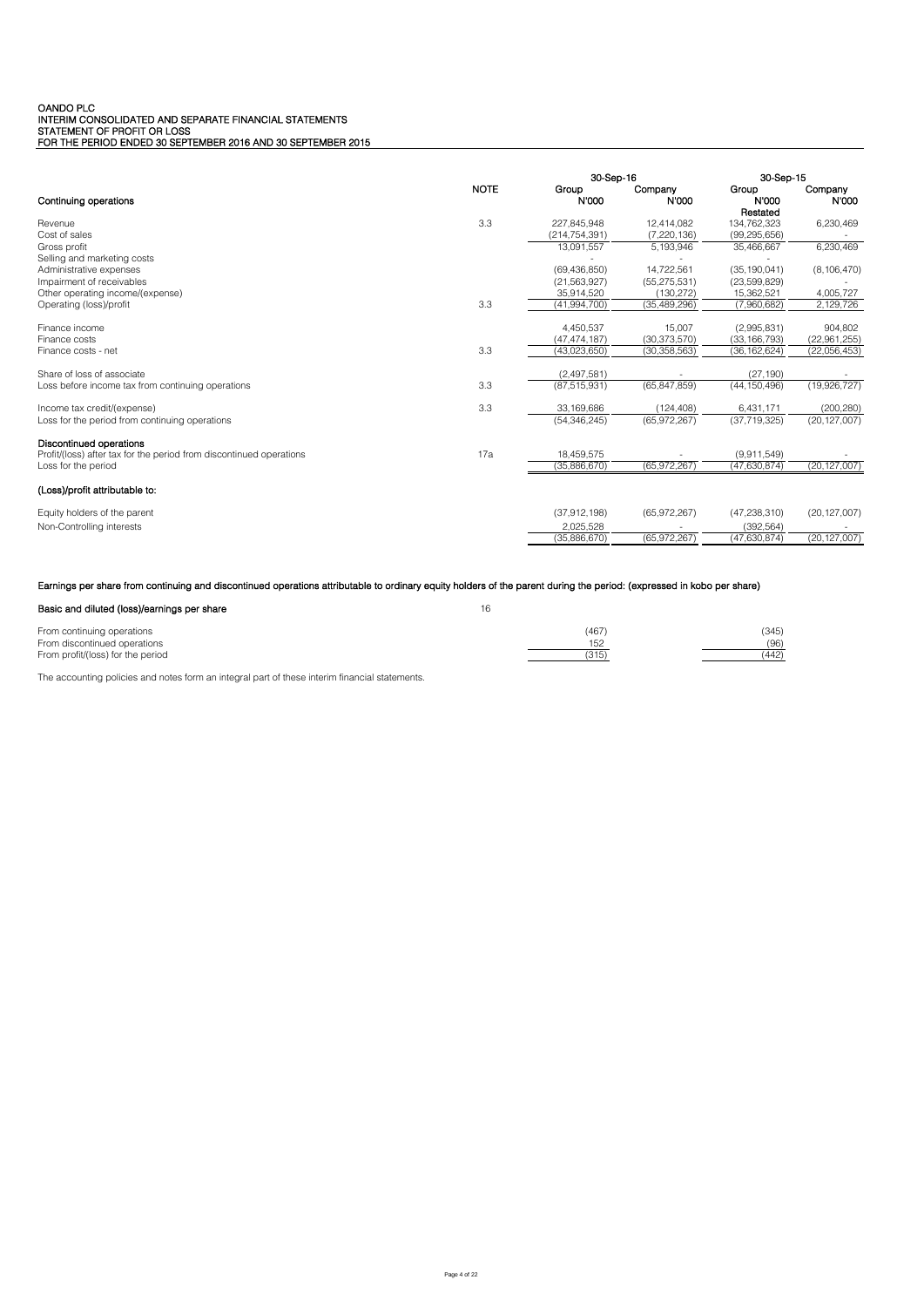# OANDO PLC
## INTERIM CONSOLIDATED AND SEPARATE FINANCIAL STATEMENTS
## STATEMENT OF PROFIT OR LOSS
## FOR THE PERIOD ENDED 30 SEPTEMBER 2016 AND 30 SEPTEMBER 2015

| | NOTE | 30-Sep-16 | | 30-Sep-15 | |
|---|---|---|---|---|---|
| **Continuing operations** | | **Group N'000** | **Company N'000** | **Group N'000 Restated** | **Company N'000** |
| Revenue | 3.3 | 227,845,948 | 12,414,082 | 134,762,323 | 6,230,469 |
| Cost of sales | | (214,754,391) | (7,220,136) | (99,295,656) | - |
| Gross profit | | 13,091,557 | 5,193,946 | 35,466,667 | 6,230,469 |
| Selling and marketing costs | | - | - | - | |
| Administrative expenses | | (69,436,850) | 14,722,561 | (35,190,041) | (8,106,470) |
| Impairment of receivables | | (21,563,927) | (55,275,531) | (23,599,829) | - |
| Other operating income/(expense) | | 35,914,520 | (130,272) | 15,362,521 | 4,005,727 |
| Operating (loss)/profit | 3.3 | (41,994,700) | (35,489,296) | (7,960,682) | 2,129,726 |
| | | | | | |
| Finance income | | 4,450,537 | 15,007 | (2,995,831) | 904,802 |
| Finance costs | | (47,474,187) | (30,373,570) | (33,166,793) | (22,961,255) |
| Finance costs - net | 3.3 | (43,023,650) | (30,358,563) | (36,162,624) | (22,056,453) |
| | | | | | |
| Share of loss of associate | | (2,497,581) | - | (27,190) | - |
| Loss before income tax from continuing operations | 3.3 | (87,515,931) | (65,847,859) | (44,150,496) | (19,926,727) |
| | | | | | |
| Income tax credit/(expense) | 3.3 | 33,169,686 | (124,408) | 6,431,171 | (200,280) |
| Loss for the period from continuing operations | | (54,346,245) | (65,972,267) | (37,719,325) | (20,127,007) |
| | | | | | |
| **Discontinued operations** | | | | | |
| Profit/(loss) after tax for the period from discontinued operations | 17a | 18,459,575 | - | (9,911,549) | - |
| Loss for the period | | (35,886,670) | (65,972,267) | (47,630,874) | (20,127,007) |
| | | | | | |
| **(Loss)/profit attributable to:** | | | | | |
| | | | | | |
| Equity holders of the parent | | (37,912,198) | (65,972,267) | (47,238,310) | (20,127,007) |
| Non-Controlling interests | | 2,025,528 | - | (392,564) | - |
| | | (35,886,670) | (65,972,267) | (47,630,874) | (20,127,007) |

**Earnings per share from continuing and discontinued operations attributable to ordinary equity holders of the parent during the period: (expressed in kobo per share)**

| | | 30-Sep-16 Group | 30-Sep-15 Group |
|---|---|---|---|
| **Basic and diluted (loss)/earnings per share** | 16 | | |
| From continuing operations | | (467) | (345) |
| From discontinued operations | | 152 | (96) |
| From profit/(loss) for the period | | (315) | (442) |

The accounting policies and notes form an integral part of these interim financial statements.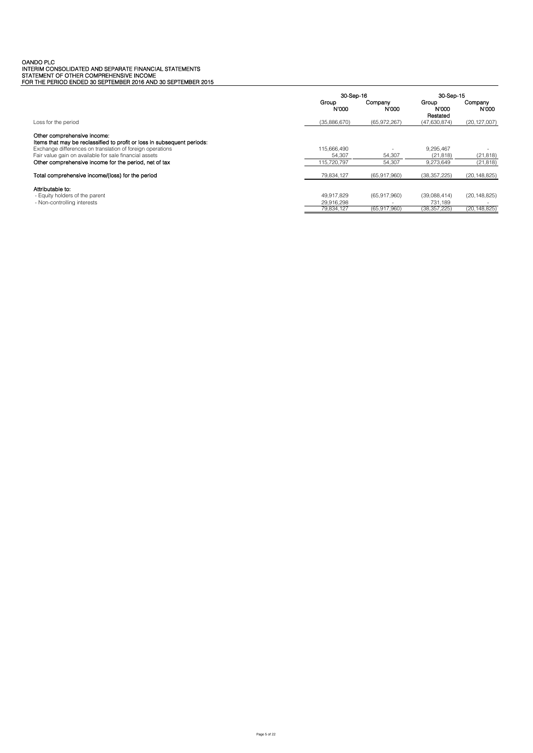# OANDO PLC
## INTERIM CONSOLIDATED AND SEPARATE FINANCIAL STATEMENTS
## STATEMENT OF OTHER COMPREHENSIVE INCOME
## FOR THE PERIOD ENDED 30 SEPTEMBER 2016 AND 30 SEPTEMBER 2015

| | 30-Sep-16 | | 30-Sep-15 | |
|---|---|---|---|---|
| | Group N'000 | Company N'000 | Group N'000 Restated | Company N'000 |
| Loss for the period | (35,886,670) | (65,972,267) | (47,630,874) | (20,127,007) |
| **Other comprehensive income:** | | | | |
| **Items that may be reclassified to profit or loss in subsequent periods:** | | | | |
| Exchange differences on translation of foreign operations | 115,666,490 | - | 9,295,467 | - |
| Fair value gain on available for sale financial assets | 54,307 | 54,307 | (21,818) | (21,818) |
| **Other comprehensive income for the period, net of tax** | 115,720,797 | 54,307 | 9,273,649 | (21,818) |
| **Total comprehensive income/(loss) for the period** | 79,834,127 | (65,917,960) | (38,357,225) | (20,148,825) |
| **Attributable to:** | | | | |
| - Equity holders of the parent | 49,917,829 | (65,917,960) | (39,088,414) | (20,148,825) |
| - Non-controlling interests | 29,916,298 | - | 731,189 | - |
| | 79,834,127 | (65,917,960) | (38,357,225) | (20,148,825) |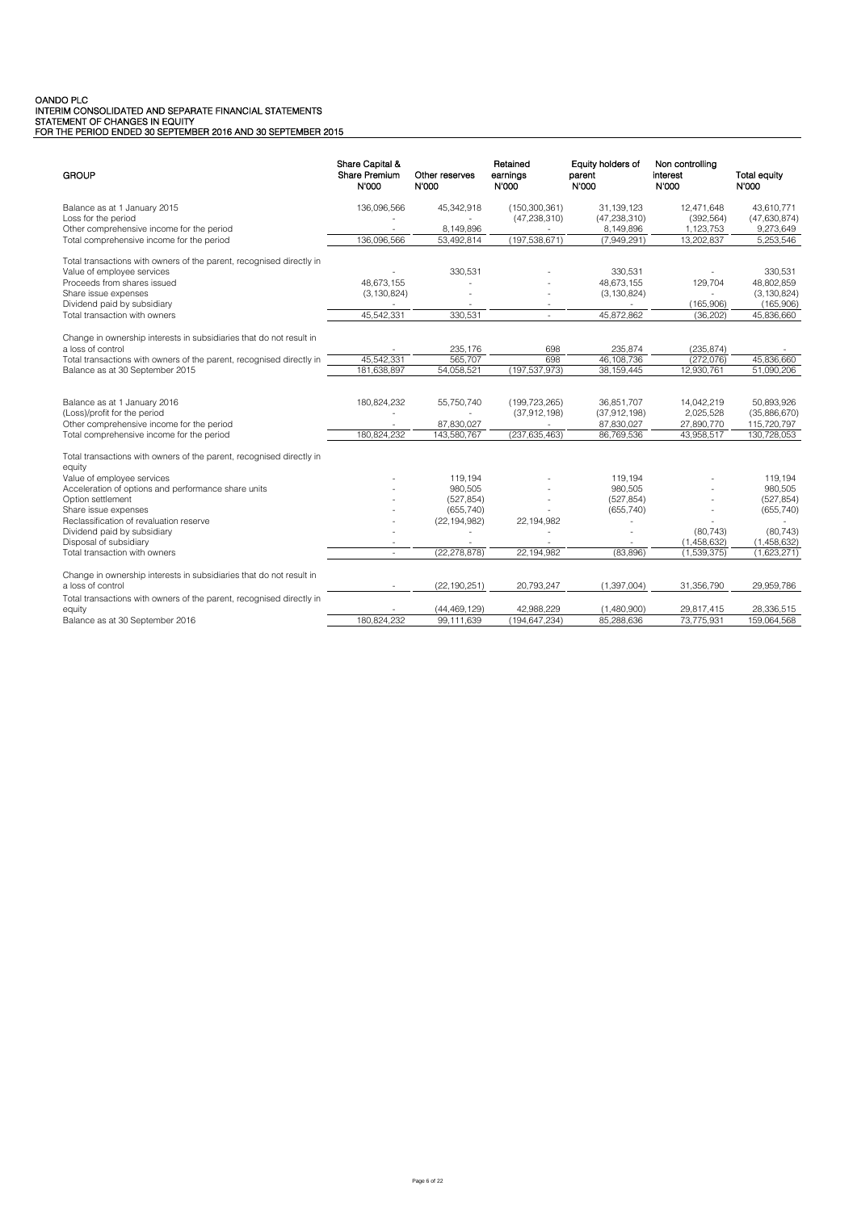# OANDO PLC
## INTERIM CONSOLIDATED AND SEPARATE FINANCIAL STATEMENTS
## STATEMENT OF CHANGES IN EQUITY
## FOR THE PERIOD ENDED 30 SEPTEMBER 2016 AND 30 SEPTEMBER 2015

| GROUP | Share Capital & Share Premium N'000 | Other reserves N'000 | Retained earnings N'000 | Equity holders of parent N'000 | Non controlling interest N'000 | Total equity N'000 |
|---|---|---|---|---|---|---|
| Balance as at 1 January 2015 | 136,096,566 | 45,342,918 | (150,300,361) | 31,139,123 | 12,471,648 | 43,610,771 |
| Loss for the period | - | - | (47,238,310) | (47,238,310) | (392,564) | (47,630,874) |
| Other comprehensive income for the period | - | 8,149,896 | - | 8,149,896 | 1,123,753 | 9,273,649 |
| Total comprehensive income for the period | 136,096,566 | 53,492,814 | (197,538,671) | (7,949,291) | 13,202,837 | 5,253,546 |
| Total transactions with owners of the parent, recognised directly in | | | | | | |
| Value of employee services | - | 330,531 | - | 330,531 | - | 330,531 |
| Proceeds from shares issued | 48,673,155 | - | - | 48,673,155 | 129,704 | 48,802,859 |
| Share issue expenses | (3,130,824) | - | - | (3,130,824) | - | (3,130,824) |
| Dividend paid by subsidiary | - | - | - | - | (165,906) | (165,906) |
| Total transaction with owners | 45,542,331 | 330,531 | - | 45,872,862 | (36,202) | 45,836,660 |
| Change in ownership interests in subsidiaries that do not result in a loss of control | - | 235,176 | 698 | 235,874 | (235,874) | - |
| Total transactions with owners of the parent, recognised directly in | 45,542,331 | 565,707 | 698 | 46,108,736 | (272,076) | 45,836,660 |
| Balance as at 30 September 2015 | 181,638,897 | 54,058,521 | (197,537,973) | 38,159,445 | 12,930,761 | 51,090,206 |
| | | | | | | |
| Balance as at 1 January 2016 | 180,824,232 | 55,750,740 | (199,723,265) | 36,851,707 | 14,042,219 | 50,893,926 |
| (Loss)/profit for the period | - | - | (37,912,198) | (37,912,198) | 2,025,528 | (35,886,670) |
| Other comprehensive income for the period | - | 87,830,027 | - | 87,830,027 | 27,890,770 | 115,720,797 |
| Total comprehensive income for the period | 180,824,232 | 143,580,767 | (237,635,463) | 86,769,536 | 43,958,517 | 130,728,053 |
| Total transactions with owners of the parent, recognised directly in equity | | | | | | |
| Value of employee services | - | 119,194 | - | 119,194 | - | 119,194 |
| Acceleration of options and performance share units | - | 980,505 | - | 980,505 | - | 980,505 |
| Option settlement | - | (527,854) | - | (527,854) | - | (527,854) |
| Share issue expenses | - | (655,740) | - | (655,740) | - | (655,740) |
| Reclassification of revaluation reserve | - | (22,194,982) | 22,194,982 | - | - | - |
| Dividend paid by subsidiary | - | - | - | - | (80,743) | (80,743) |
| Disposal of subsidiary | - | - | - | - | (1,458,632) | (1,458,632) |
| Total transaction with owners | - | (22,278,878) | 22,194,982 | (83,896) | (1,539,375) | (1,623,271) |
| Change in ownership interests in subsidiaries that do not result in a loss of control | - | (22,190,251) | 20,793,247 | (1,397,004) | 31,356,790 | 29,959,786 |
| Total transactions with owners of the parent, recognised directly in equity | - | (44,469,129) | 42,988,229 | (1,480,900) | 29,817,415 | 28,336,515 |
| Balance as at 30 September 2016 | 180,824,232 | 99,111,639 | (194,647,234) | 85,288,636 | 73,775,931 | 159,064,568 |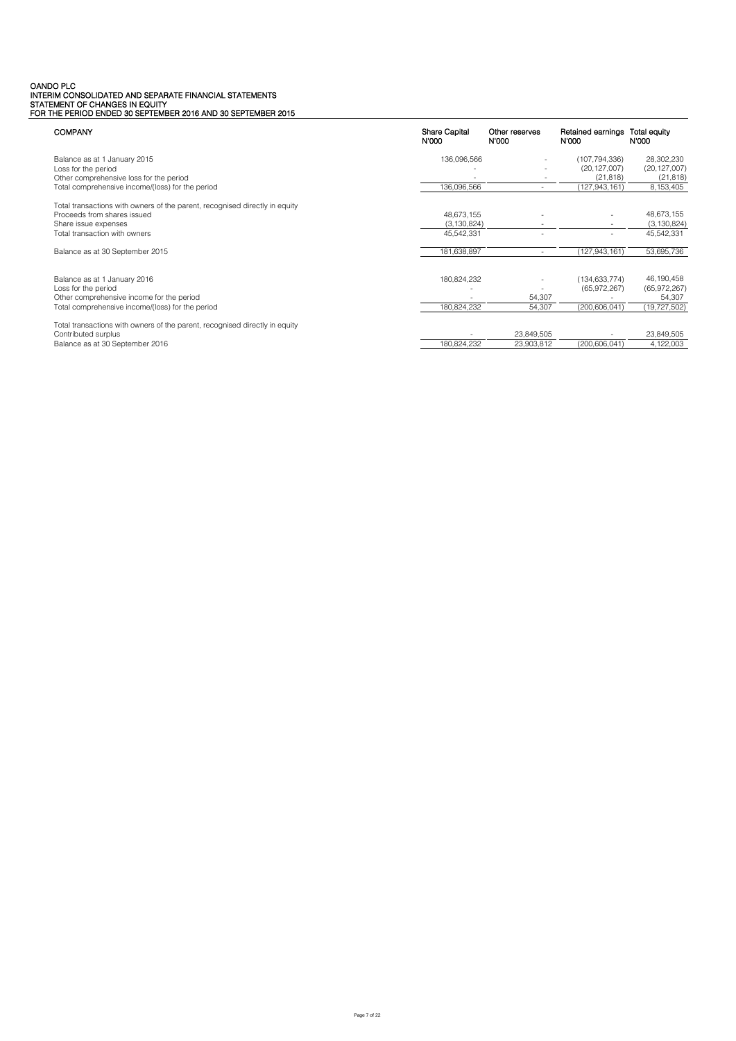OANDO PLC
INTERIM CONSOLIDATED AND SEPARATE FINANCIAL STATEMENTS
STATEMENT OF CHANGES IN EQUITY
FOR THE PERIOD ENDED 30 SEPTEMBER 2016 AND 30 SEPTEMBER 2015

| COMPANY | Share Capital N'000 | Other reserves N'000 | Retained earnings N'000 | Total equity N'000 |
|---|---|---|---|---|
| Balance as at 1 January 2015 | 136,096,566 | - | (107,794,336) | 28,302,230 |
| Loss for the period | - | - | (20,127,007) | (20,127,007) |
| Other comprehensive loss for the period | - | - | (21,818) | (21,818) |
| Total comprehensive income/(loss) for the period | 136,096,566 | - | (127,943,161) | 8,153,405 |
| | | | | |
| Total transactions with owners of the parent, recognised directly in equity | | | | |
| Proceeds from shares issued | 48,673,155 | - | - | 48,673,155 |
| Share issue expenses | (3,130,824) | - | - | (3,130,824) |
| Total transaction with owners | 45,542,331 | - | - | 45,542,331 |
| | | | | |
| Balance as at 30 September 2015 | 181,638,897 | - | (127,943,161) | 53,695,736 |
| | | | | |
| Balance as at 1 January 2016 | 180,824,232 | - | (134,633,774) | 46,190,458 |
| Loss for the period | - | - | (65,972,267) | (65,972,267) |
| Other comprehensive income for the period | - | 54,307 | - | 54,307 |
| Total comprehensive income/(loss) for the period | 180,824,232 | 54,307 | (200,606,041) | (19,727,502) |
| | | | | |
| Total transactions with owners of the parent, recognised directly in equity | | | | |
| Contributed surplus | - | 23,849,505 | - | 23,849,505 |
| Balance as at 30 September 2016 | 180,824,232 | 23,903,812 | (200,606,041) | 4,122,003 |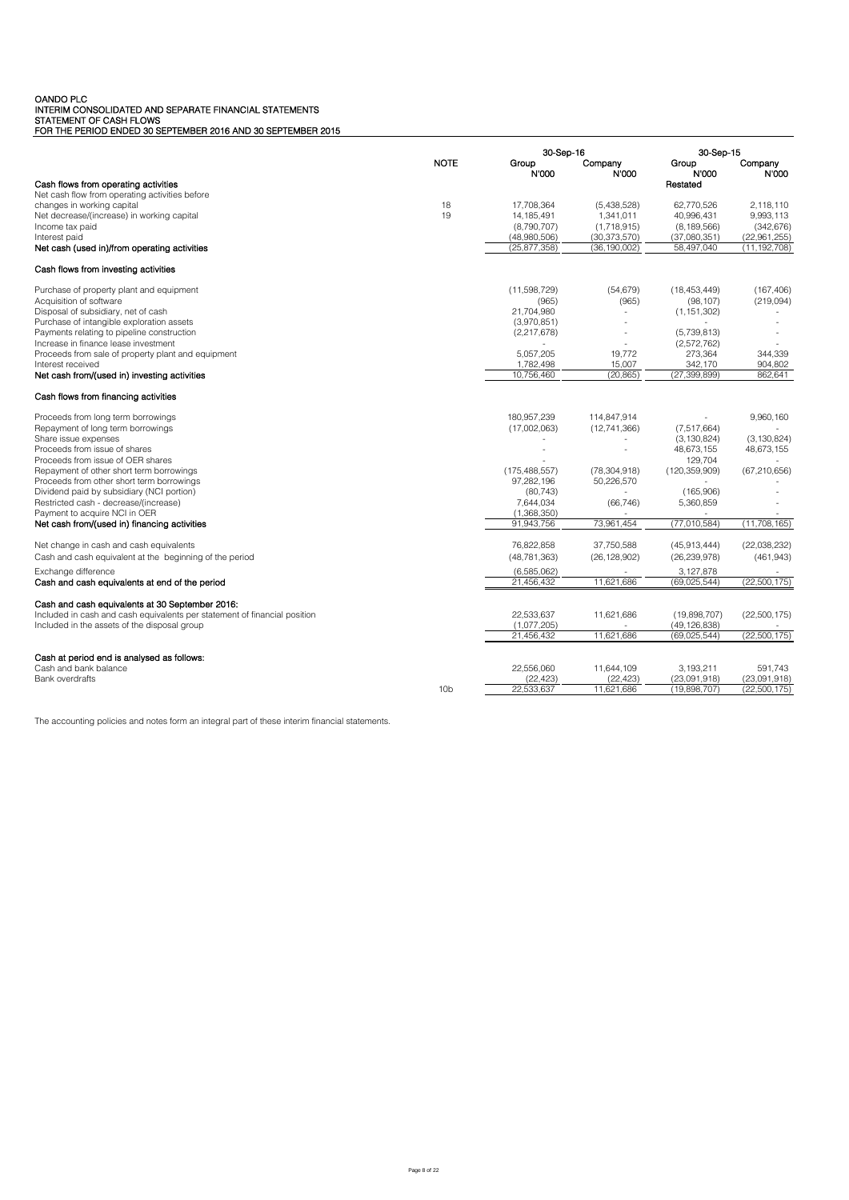# OANDO PLC
## INTERIM CONSOLIDATED AND SEPARATE FINANCIAL STATEMENTS
## STATEMENT OF CASH FLOWS
## FOR THE PERIOD ENDED 30 SEPTEMBER 2016 AND 30 SEPTEMBER 2015

| | NOTE | 30-Sep-16 Group N'000 | 30-Sep-16 Company N'000 | 30-Sep-15 Group N'000 Restated | 30-Sep-15 Company N'000 |
|---|---|---|---|---|---|
| **Cash flows from operating activities** | | | | | |
| Net cash flow from operating activities before changes in working capital | 18 | 17,708,364 | (5,438,528) | 62,770,526 | 2,118,110 |
| Net decrease/(increase) in working capital | 19 | 14,185,491 | 1,341,011 | 40,996,431 | 9,993,113 |
| Income tax paid | | (8,790,707) | (1,718,915) | (8,189,566) | (342,676) |
| Interest paid | | (48,980,506) | (30,373,570) | (37,080,351) | (22,961,255) |
| **Net cash (used in)/from operating activities** | | (25,877,358) | (36,190,002) | 58,497,040 | (11,192,708) |
| **Cash flows from investing activities** | | | | | |
| Purchase of property plant and equipment | | (11,598,729) | (54,679) | (18,453,449) | (167,406) |
| Acquisition of software | | (965) | (965) | (98,107) | (219,094) |
| Disposal of subsidiary, net of cash | | 21,704,980 | - | (1,151,302) | - |
| Purchase of intangible exploration assets | | (3,970,851) | - | - | - |
| Payments relating to pipeline construction | | (2,217,678) | - | (5,739,813) | - |
| Increase in finance lease investment | | - | - | (2,572,762) | - |
| Proceeds from sale of property plant and equipment | | 5,057,205 | 19,772 | 273,364 | 344,339 |
| Interest received | | 1,782,498 | 15,007 | 342,170 | 904,802 |
| **Net cash from/(used in) investing activities** | | 10,756,460 | (20,865) | (27,399,899) | 862,641 |
| **Cash flows from financing activities** | | | | | |
| Proceeds from long term borrowings | | 180,957,239 | 114,847,914 | - | 9,960,160 |
| Repayment of long term borrowings | | (17,002,063) | (12,741,366) | (7,517,664) | - |
| Share issue expenses | | - | - | (3,130,824) | (3,130,824) |
| Proceeds from issue of shares | | - | - | 48,673,155 | 48,673,155 |
| Proceeds from issue of OER shares | | - | | 129,704 | - |
| Repayment of other short term borrowings | | (175,488,557) | (78,304,918) | (120,359,909) | (67,210,656) |
| Proceeds from other short term borrowings | | 97,282,196 | 50,226,570 | - | - |
| Dividend paid by subsidiary (NCI portion) | | (80,743) | - | (165,906) | - |
| Restricted cash - decrease/(increase) | | 7,644,034 | (66,746) | 5,360,859 | - |
| Payment to acquire NCI in OER | | (1,368,350) | - | - | - |
| **Net cash from/(used in) financing activities** | | 91,943,756 | 73,961,454 | (77,010,584) | (11,708,165) |
| Net change in cash and cash equivalents | | 76,822,858 | 37,750,588 | (45,913,444) | (22,038,232) |
| Cash and cash equivalent at the beginning of the period | | (48,781,363) | (26,128,902) | (26,239,978) | (461,943) |
| Exchange difference | | (6,585,062) | - | 3,127,878 | - |
| **Cash and cash equivalents at end of the period** | | 21,456,432 | 11,621,686 | (69,025,544) | (22,500,175) |
| **Cash and cash equivalents at 30 September 2016:** | | | | | |
| Included in cash and cash equivalents per statement of financial position | | 22,533,637 | 11,621,686 | (19,898,707) | (22,500,175) |
| Included in the assets of the disposal group | | (1,077,205) | - | (49,126,838) | - |
| | | 21,456,432 | 11,621,686 | (69,025,544) | (22,500,175) |
| **Cash at period end is analysed as follows:** | | | | | |
| Cash and bank balance | | 22,556,060 | 11,644,109 | 3,193,211 | 591,743 |
| Bank overdrafts | | (22,423) | (22,423) | (23,091,918) | (23,091,918) |
| | 10b | 22,533,637 | 11,621,686 | (19,898,707) | (22,500,175) |

The accounting policies and notes form an integral part of these interim financial statements.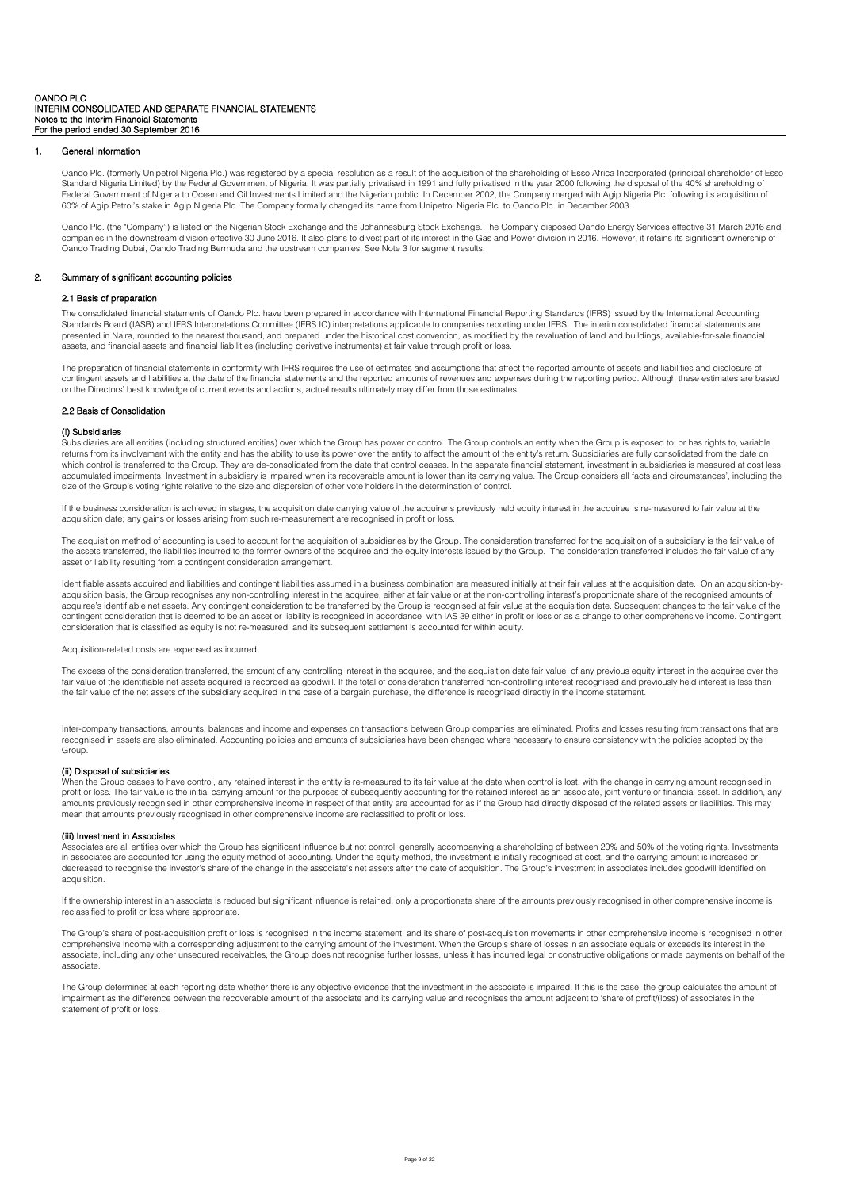## 1. General information

Oando Plc. (formerly Unipetrol Nigeria Plc.) was registered by a special resolution as a result of the acquisition of the shareholding of Esso Africa Incorporated (principal shareholder of Esso Standard Nigeria Limited) by the Federal Government of Nigeria. It was partially privatised in 1991 and fully privatised in the year 2000 following the disposal of the 40% shareholding of Federal Government of Nigeria to Ocean and Oil Investments Limited and the Nigerian public. In December 2002, the Company merged with Agip Nigeria Plc. following its acquisition of 60% of Agip Petrol's stake in Agip Nigeria Plc. The Company formally changed its name from Unipetrol Nigeria Plc. to Oando Plc. in December 2003.

Oando Plc. (the "Company") is listed on the Nigerian Stock Exchange and the Johannesburg Stock Exchange. The Company disposed Oando Energy Services effective 31 March 2016 and companies in the downstream division effective 30 June 2016. It also plans to divest part of its interest in the Gas and Power division in 2016. However, it retains its significant ownership of Oando Trading Dubai, Oando Trading Bermuda and the upstream companies. See Note 3 for segment results.

## 2. Summary of significant accounting policies

### 2.1 Basis of preparation

The consolidated financial statements of Oando Plc. have been prepared in accordance with International Financial Reporting Standards (IFRS) issued by the International Accounting Standards Board (IASB) and IFRS Interpretations Committee (IFRS IC) interpretations applicable to companies reporting under IFRS. The interim consolidated financial statements are presented in Naira, rounded to the nearest thousand, and prepared under the historical cost convention, as modified by the revaluation of land and buildings, available-for-sale financial assets, and financial assets and financial liabilities (including derivative instruments) at fair value through profit or loss.

The preparation of financial statements in conformity with IFRS requires the use of estimates and assumptions that affect the reported amounts of assets and liabilities and disclosure of contingent assets and liabilities at the date of the financial statements and the reported amounts of revenues and expenses during the reporting period. Although these estimates are based on the Directors' best knowledge of current events and actions, actual results ultimately may differ from those estimates.

### 2.2 Basis of Consolidation

#### (i) Subsidiaries

Subsidiaries are all entities (including structured entities) over which the Group has power or control. The Group controls an entity when the Group is exposed to, or has rights to, variable returns from its involvement with the entity and has the ability to use its power over the entity to affect the amount of the entity's return. Subsidiaries are fully consolidated from the date on which control is transferred to the Group. They are de-consolidated from the date that control ceases. In the separate financial statement, investment in subsidiaries is measured at cost less accumulated impairments. Investment in subsidiary is impaired when its recoverable amount is lower than its carrying value. The Group considers all facts and circumstances', including the size of the Group's voting rights relative to the size and dispersion of other vote holders in the determination of control.

If the business consideration is achieved in stages, the acquisition date carrying value of the acquirer's previously held equity interest in the acquiree is re-measured to fair value at the acquisition date; any gains or losses arising from such re-measurement are recognised in profit or loss.

The acquisition method of accounting is used to account for the acquisition of subsidiaries by the Group. The consideration transferred for the acquisition of a subsidiary is the fair value of the assets transferred, the liabilities incurred to the former owners of the acquiree and the equity interests issued by the Group. The consideration transferred includes the fair value of any asset or liability resulting from a contingent consideration arrangement.

Identifiable assets acquired and liabilities and contingent liabilities assumed in a business combination are measured initially at their fair values at the acquisition date. On an acquisition-by-acquisition basis, the Group recognises any non-controlling interest in the acquiree, either at fair value or at the non-controlling interest's proportionate share of the recognised amounts of acquiree's identifiable net assets. Any contingent consideration to be transferred by the Group is recognised at fair value at the acquisition date. Subsequent changes to the fair value of the contingent consideration that is deemed to be an asset or liability is recognised in accordance with IAS 39 either in profit or loss or as a change to other comprehensive income. Contingent consideration that is classified as equity is not re-measured, and its subsequent settlement is accounted for within equity.

Acquisition-related costs are expensed as incurred.

The excess of the consideration transferred, the amount of any controlling interest in the acquiree, and the acquisition date fair value of any previous equity interest in the acquiree over the fair value of the identifiable net assets acquired is recorded as goodwill. If the total of consideration transferred non-controlling interest recognised and previously held interest is less than the fair value of the net assets of the subsidiary acquired in the case of a bargain purchase, the difference is recognised directly in the income statement.

Inter-company transactions, amounts, balances and income and expenses on transactions between Group companies are eliminated. Profits and losses resulting from transactions that are recognised in assets are also eliminated. Accounting policies and amounts of subsidiaries have been changed where necessary to ensure consistency with the policies adopted by the Group.

#### (ii) Disposal of subsidiaries

When the Group ceases to have control, any retained interest in the entity is re-measured to its fair value at the date when control is lost, with the change in carrying amount recognised in profit or loss. The fair value is the initial carrying amount for the purposes of subsequently accounting for the retained interest as an associate, joint venture or financial asset. In addition, any amounts previously recognised in other comprehensive income in respect of that entity are accounted for as if the Group had directly disposed of the related assets or liabilities. This may mean that amounts previously recognised in other comprehensive income are reclassified to profit or loss.

#### (iii) Investment in Associates

Associates are all entities over which the Group has significant influence but not control, generally accompanying a shareholding of between 20% and 50% of the voting rights. Investments in associates are accounted for using the equity method of accounting. Under the equity method, the investment is initially recognised at cost, and the carrying amount is increased or decreased to recognise the investor's share of the change in the associate's net assets after the date of acquisition. The Group's investment in associates includes goodwill identified on acquisition.

If the ownership interest in an associate is reduced but significant influence is retained, only a proportionate share of the amounts previously recognised in other comprehensive income is reclassified to profit or loss where appropriate.

The Group's share of post-acquisition profit or loss is recognised in the income statement, and its share of post-acquisition movements in other comprehensive income is recognised in other comprehensive income with a corresponding adjustment to the carrying amount of the investment. When the Group's share of losses in an associate equals or exceeds its interest in the associate, including any other unsecured receivables, the Group does not recognise further losses, unless it has incurred legal or constructive obligations or made payments on behalf of the associate.

The Group determines at each reporting date whether there is any objective evidence that the investment in the associate is impaired. If this is the case, the group calculates the amount of impairment as the difference between the recoverable amount of the associate and its carrying value and recognises the amount adjacent to 'share of profit/(loss) of associates in the statement of profit or loss.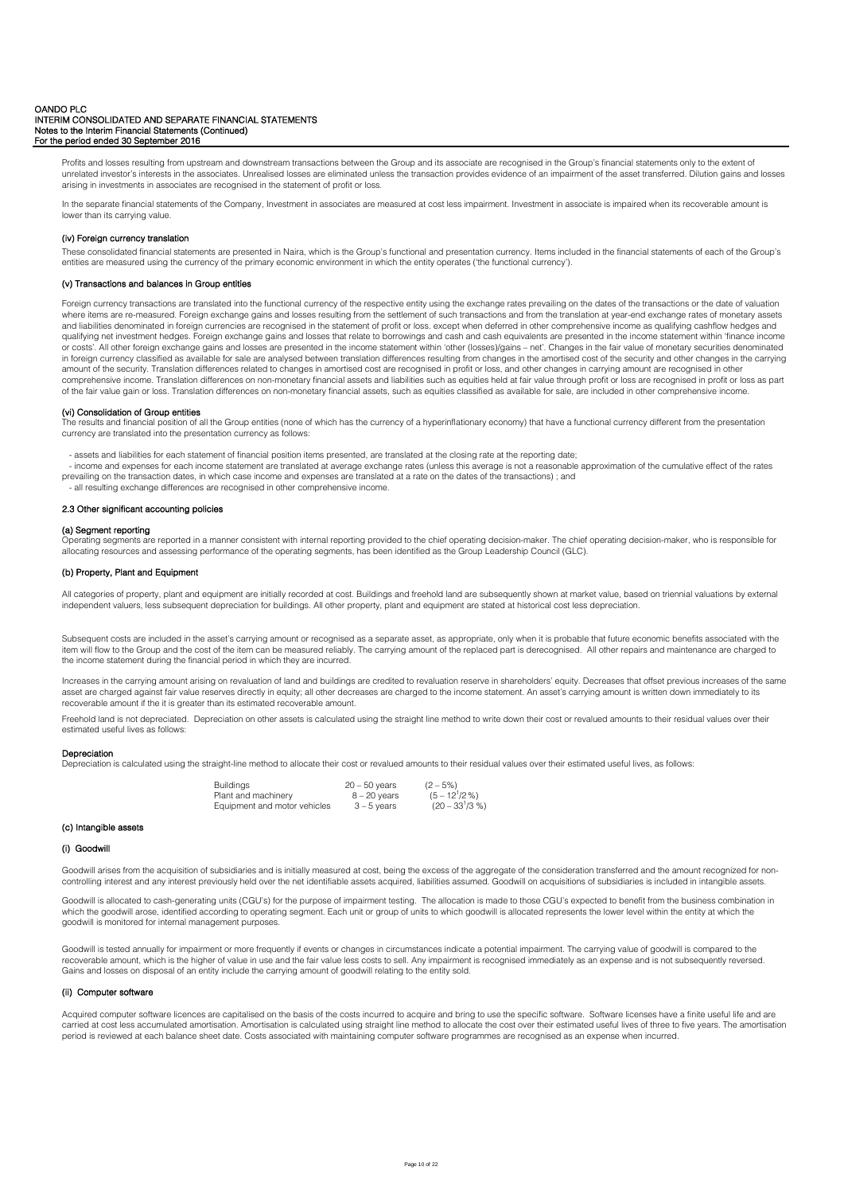Profits and losses resulting from upstream and downstream transactions between the Group and its associate are recognised in the Group's financial statements only to the extent of unrelated investor's interests in the associates. Unrealised losses are eliminated unless the transaction provides evidence of an impairment of the asset transferred. Dilution gains and losses arising in investments in associates are recognised in the statement of profit or loss.

In the separate financial statements of the Company, Investment in associates are measured at cost less impairment. Investment in associate is impaired when its recoverable amount is lower than its carrying value.

#### (iv) Foreign currency translation

These consolidated financial statements are presented in Naira, which is the Group's functional and presentation currency. Items included in the financial statements of each of the Group's entities are measured using the currency of the primary economic environment in which the entity operates ('the functional currency').

#### (v) Transactions and balances in Group entities

Foreign currency transactions are translated into the functional currency of the respective entity using the exchange rates prevailing on the dates of the transactions or the date of valuation where items are re-measured. Foreign exchange gains and losses resulting from the settlement of such transactions and from the translation at year-end exchange rates of monetary assets and liabilities denominated in foreign currencies are recognised in the statement of profit or loss. except when deferred in other comprehensive income as qualifying cashflow hedges and qualifying net investment hedges. Foreign exchange gains and losses that relate to borrowings and cash and cash equivalents are presented in the income statement within 'finance income or costs'. All other foreign exchange gains and losses are presented in the income statement within 'other (losses)/gains – net'. Changes in the fair value of monetary securities denominated in foreign currency classified as available for sale are analysed between translation differences resulting from changes in the amortised cost of the security and other changes in the carrying amount of the security. Translation differences related to changes in amortised cost are recognised in profit or loss, and other changes in carrying amount are recognised in other comprehensive income. Translation differences on non-monetary financial assets and liabilities such as equities held at fair value through profit or loss are recognised in profit or loss as part of the fair value gain or loss. Translation differences on non-monetary financial assets, such as equities classified as available for sale, are included in other comprehensive income.

#### (vi) Consolidation of Group entities

The results and financial position of all the Group entities (none of which has the currency of a hyperinflationary economy) that have a functional currency different from the presentation currency are translated into the presentation currency as follows:

- assets and liabilities for each statement of financial position items presented, are translated at the closing rate at the reporting date;
- income and expenses for each income statement are translated at average exchange rates (unless this average is not a reasonable approximation of the cumulative effect of the rates prevailing on the transaction dates, in which case income and expenses are translated at a rate on the dates of the transactions) ; and
- all resulting exchange differences are recognised in other comprehensive income.

### 2.3 Other significant accounting policies

#### (a) Segment reporting

Operating segments are reported in a manner consistent with internal reporting provided to the chief operating decision-maker. The chief operating decision-maker, who is responsible for allocating resources and assessing performance of the operating segments, has been identified as the Group Leadership Council (GLC).

#### (b) Property, Plant and Equipment

All categories of property, plant and equipment are initially recorded at cost. Buildings and freehold land are subsequently shown at market value, based on triennial valuations by external independent valuers, less subsequent depreciation for buildings. All other property, plant and equipment are stated at historical cost less depreciation.

Subsequent costs are included in the asset's carrying amount or recognised as a separate asset, as appropriate, only when it is probable that future economic benefits associated with the item will flow to the Group and the cost of the item can be measured reliably. The carrying amount of the replaced part is derecognised. All other repairs and maintenance are charged to the income statement during the financial period in which they are incurred.

Increases in the carrying amount arising on revaluation of land and buildings are credited to revaluation reserve in shareholders' equity. Decreases that offset previous increases of the same asset are charged against fair value reserves directly in equity; all other decreases are charged to the income statement. An asset's carrying amount is written down immediately to its recoverable amount if the it is greater than its estimated recoverable amount.

Freehold land is not depreciated. Depreciation on other assets is calculated using the straight line method to write down their cost or revalued amounts to their residual values over their estimated useful lives as follows:

#### Depreciation

Depreciation is calculated using the straight-line method to allocate their cost or revalued amounts to their residual values over their estimated useful lives, as follows:

| | | |
|---|---|---|
| Buildings | 20 – 50 years | (2 – 5%) |
| Plant and machinery | 8 – 20 years | (5 – 12$\frac{1}{2}$%) |
| Equipment and motor vehicles | 3 – 5 years | (20 – 33$\frac{1}{3}$%) |

#### (c) Intangible assets

#### (i) Goodwill

Goodwill arises from the acquisition of subsidiaries and is initially measured at cost, being the excess of the aggregate of the consideration transferred and the amount recognized for non-controlling interest and any interest previously held over the net identifiable assets acquired, liabilities assumed. Goodwill on acquisitions of subsidiaries is included in intangible assets.

Goodwill is allocated to cash-generating units (CGU's) for the purpose of impairment testing. The allocation is made to those CGU's expected to benefit from the business combination in which the goodwill arose, identified according to operating segment. Each unit or group of units to which goodwill is allocated represents the lower level within the entity at which the goodwill is monitored for internal management purposes.

Goodwill is tested annually for impairment or more frequently if events or changes in circumstances indicate a potential impairment. The carrying value of goodwill is compared to the recoverable amount, which is the higher of value in use and the fair value less costs to sell. Any impairment is recognised immediately as an expense and is not subsequently reversed. Gains and losses on disposal of an entity include the carrying amount of goodwill relating to the entity sold.

#### (ii) Computer software

Acquired computer software licences are capitalised on the basis of the costs incurred to acquire and bring to use the specific software. Software licenses have a finite useful life and are carried at cost less accumulated amortisation. Amortisation is calculated using straight line method to allocate the cost over their estimated useful lives of three to five years. The amortisation period is reviewed at each balance sheet date. Costs associated with maintaining computer software programmes are recognised as an expense when incurred.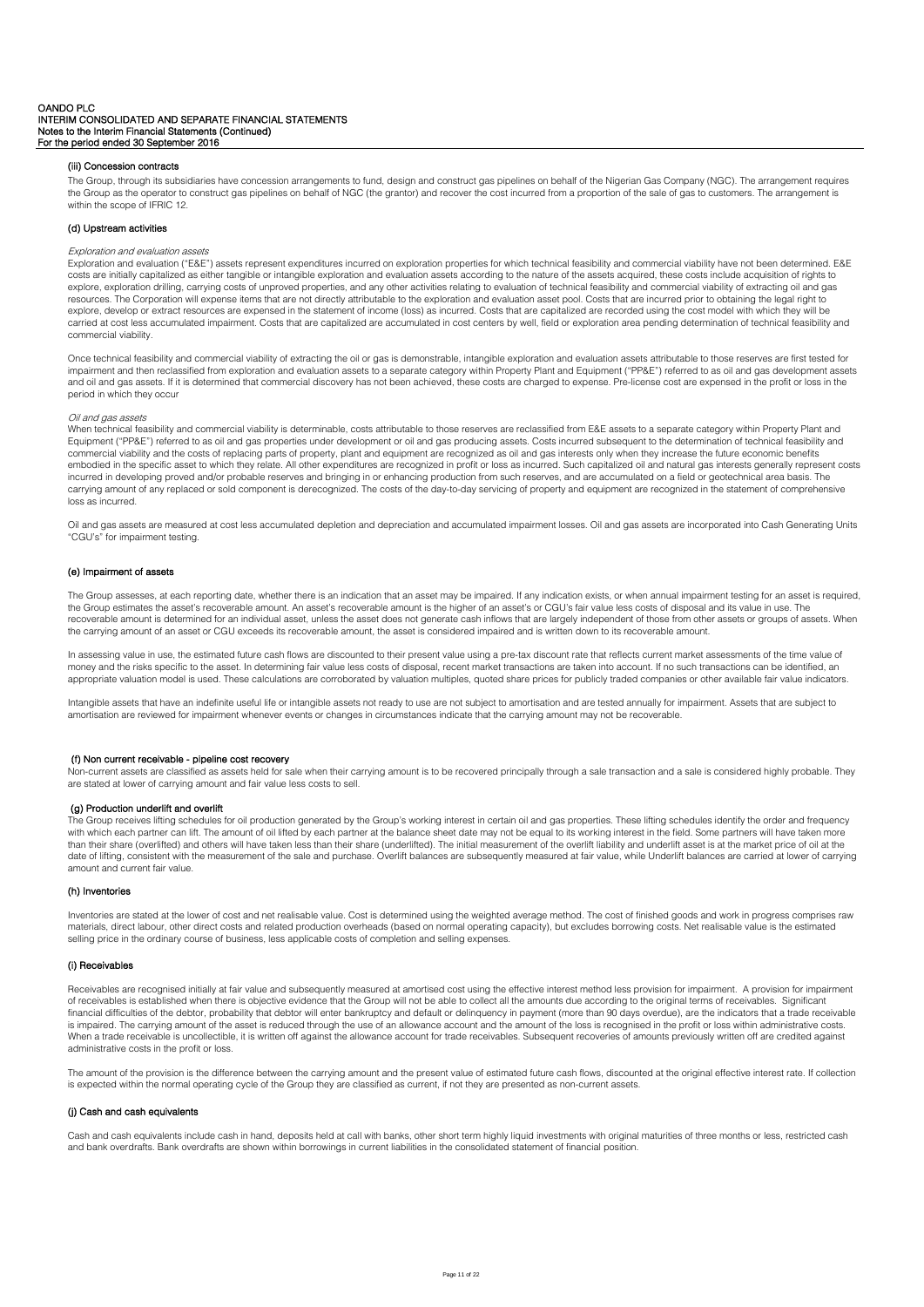#### (iii) Concession contracts

The Group, through its subsidiaries have concession arrangements to fund, design and construct gas pipelines on behalf of the Nigerian Gas Company (NGC). The arrangement requires the Group as the operator to construct gas pipelines on behalf of NGC (the grantor) and recover the cost incurred from a proportion of the sale of gas to customers. The arrangement is within the scope of IFRIC 12.

### (d) Upstream activities

*Exploration and evaluation assets*

Exploration and evaluation ("E&E") assets represent expenditures incurred on exploration properties for which technical feasibility and commercial viability have not been determined. E&E costs are initially capitalized as either tangible or intangible exploration and evaluation assets according to the nature of the assets acquired, these costs include acquisition of rights to explore, exploration drilling, carrying costs of unproved properties, and any other activities relating to evaluation of technical feasibility and commercial viability of extracting oil and gas resources. The Corporation will expense items that are not directly attributable to the exploration and evaluation asset pool. Costs that are incurred prior to obtaining the legal right to explore, develop or extract resources are expensed in the statement of income (loss) as incurred. Costs that are capitalized are recorded using the cost model with which they will be carried at cost less accumulated impairment. Costs that are capitalized are accumulated in cost centers by well, field or exploration area pending determination of technical feasibility and commercial viability.

Once technical feasibility and commercial viability of extracting the oil or gas is demonstrable, intangible exploration and evaluation assets attributable to those reserves are first tested for impairment and then reclassified from exploration and evaluation assets to a separate category within Property Plant and Equipment ("PP&E") referred to as oil and gas development assets and oil and gas assets. If it is determined that commercial discovery has not been achieved, these costs are charged to expense. Pre-license cost are expensed in the profit or loss in the period in which they occur

*Oil and gas assets*

When technical feasibility and commercial viability is determinable, costs attributable to those reserves are reclassified from E&E assets to a separate category within Property Plant and Equipment ("PP&E") referred to as oil and gas properties under development or oil and gas producing assets. Costs incurred subsequent to the determination of technical feasibility and commercial viability and the costs of replacing parts of property, plant and equipment are recognized as oil and gas interests only when they increase the future economic benefits embodied in the specific asset to which they relate. All other expenditures are recognized in profit or loss as incurred. Such capitalized oil and natural gas interests generally represent costs incurred in developing proved and/or probable reserves and bringing in or enhancing production from such reserves, and are accumulated on a field or geotechnical area basis. The carrying amount of any replaced or sold component is derecognized. The costs of the day-to-day servicing of property and equipment are recognized in the statement of comprehensive loss as incurred.

Oil and gas assets are measured at cost less accumulated depletion and depreciation and accumulated impairment losses. Oil and gas assets are incorporated into Cash Generating Units "CGU's" for impairment testing.

### (e) Impairment of assets

The Group assesses, at each reporting date, whether there is an indication that an asset may be impaired. If any indication exists, or when annual impairment testing for an asset is required, the Group estimates the asset's recoverable amount. An asset's recoverable amount is the higher of an asset's or CGU's fair value less costs of disposal and its value in use. The recoverable amount is determined for an individual asset, unless the asset does not generate cash inflows that are largely independent of those from other assets or groups of assets. When the carrying amount of an asset or CGU exceeds its recoverable amount, the asset is considered impaired and is written down to its recoverable amount.

In assessing value in use, the estimated future cash flows are discounted to their present value using a pre-tax discount rate that reflects current market assessments of the time value of money and the risks specific to the asset. In determining fair value less costs of disposal, recent market transactions are taken into account. If no such transactions can be identified, an appropriate valuation model is used. These calculations are corroborated by valuation multiples, quoted share prices for publicly traded companies or other available fair value indicators.

Intangible assets that have an indefinite useful life or intangible assets not ready to use are not subject to amortisation and are tested annually for impairment. Assets that are subject to amortisation are reviewed for impairment whenever events or changes in circumstances indicate that the carrying amount may not be recoverable.

### (f) Non current receivable - pipeline cost recovery

Non-current assets are classified as assets held for sale when their carrying amount is to be recovered principally through a sale transaction and a sale is considered highly probable. They are stated at lower of carrying amount and fair value less costs to sell.

### (g) Production underlift and overlift

The Group receives lifting schedules for oil production generated by the Group's working interest in certain oil and gas properties. These lifting schedules identify the order and frequency with which each partner can lift. The amount of oil lifted by each partner at the balance sheet date may not be equal to its working interest in the field. Some partners will have taken more than their share (overlifted) and others will have taken less than their share (underlifted). The initial measurement of the overlift liability and underlift asset is at the market price of oil at the date of lifting, consistent with the measurement of the sale and purchase. Overlift balances are subsequently measured at fair value, while Underlift balances are carried at lower of carrying amount and current fair value.

### (h) Inventories

Inventories are stated at the lower of cost and net realisable value. Cost is determined using the weighted average method. The cost of finished goods and work in progress comprises raw materials, direct labour, other direct costs and related production overheads (based on normal operating capacity), but excludes borrowing costs. Net realisable value is the estimated selling price in the ordinary course of business, less applicable costs of completion and selling expenses.

### (i) Receivables

Receivables are recognised initially at fair value and subsequently measured at amortised cost using the effective interest method less provision for impairment. A provision for impairment of receivables is established when there is objective evidence that the Group will not be able to collect all the amounts due according to the original terms of receivables. Significant financial difficulties of the debtor, probability that debtor will enter bankruptcy and default or delinquency in payment (more than 90 days overdue), are the indicators that a trade receivable is impaired. The carrying amount of the asset is reduced through the use of an allowance account and the amount of the loss is recognised in the profit or loss within administrative costs. When a trade receivable is uncollectible, it is written off against the allowance account for trade receivables. Subsequent recoveries of amounts previously written off are credited against administrative costs in the profit or loss.

The amount of the provision is the difference between the carrying amount and the present value of estimated future cash flows, discounted at the original effective interest rate. If collection is expected within the normal operating cycle of the Group they are classified as current, if not they are presented as non-current assets.

### (j) Cash and cash equivalents

Cash and cash equivalents include cash in hand, deposits held at call with banks, other short term highly liquid investments with original maturities of three months or less, restricted cash and bank overdrafts. Bank overdrafts are shown within borrowings in current liabilities in the consolidated statement of financial position.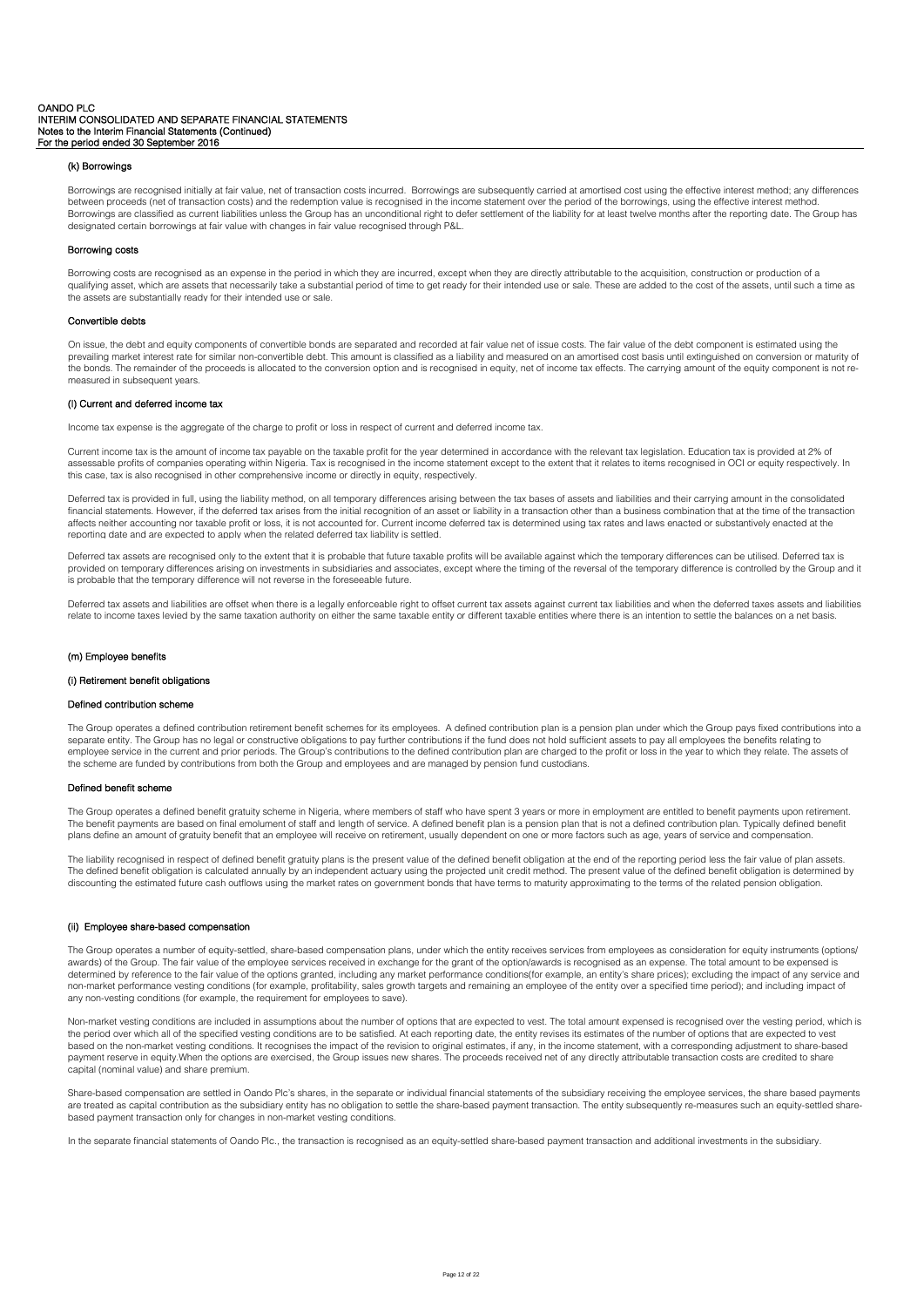### (k) Borrowings

Borrowings are recognised initially at fair value, net of transaction costs incurred. Borrowings are subsequently carried at amortised cost using the effective interest method; any differences between proceeds (net of transaction costs) and the redemption value is recognised in the income statement over the period of the borrowings, using the effective interest method. Borrowings are classified as current liabilities unless the Group has an unconditional right to defer settlement of the liability for at least twelve months after the reporting date. The Group has designated certain borrowings at fair value with changes in fair value recognised through P&L.

#### Borrowing costs

Borrowing costs are recognised as an expense in the period in which they are incurred, except when they are directly attributable to the acquisition, construction or production of a qualifying asset, which are assets that necessarily take a substantial period of time to get ready for their intended use or sale. These are added to the cost of the assets, until such a time as the assets are substantially ready for their intended use or sale.

#### Convertible debts

On issue, the debt and equity components of convertible bonds are separated and recorded at fair value net of issue costs. The fair value of the debt component is estimated using the prevailing market interest rate for similar non-convertible debt. This amount is classified as a liability and measured on an amortised cost basis until extinguished on conversion or maturity of the bonds. The remainder of the proceeds is allocated to the conversion option and is recognised in equity, net of income tax effects. The carrying amount of the equity component is not re-measured in subsequent years.

### (l) Current and deferred income tax

Income tax expense is the aggregate of the charge to profit or loss in respect of current and deferred income tax.

Current income tax is the amount of income tax payable on the taxable profit for the year determined in accordance with the relevant tax legislation. Education tax is provided at 2% of assessable profits of companies operating within Nigeria. Tax is recognised in the income statement except to the extent that it relates to items recognised in OCI or equity respectively. In this case, tax is also recognised in other comprehensive income or directly in equity, respectively.

Deferred tax is provided in full, using the liability method, on all temporary differences arising between the tax bases of assets and liabilities and their carrying amount in the consolidated financial statements. However, if the deferred tax arises from the initial recognition of an asset or liability in a transaction other than a business combination that at the time of the transaction affects neither accounting nor taxable profit or loss, it is not accounted for. Current income deferred tax is determined using tax rates and laws enacted or substantively enacted at the reporting date and are expected to apply when the related deferred tax liability is settled.

Deferred tax assets are recognised only to the extent that it is probable that future taxable profits will be available against which the temporary differences can be utilised. Deferred tax is provided on temporary differences arising on investments in subsidiaries and associates, except where the timing of the reversal of the temporary difference is controlled by the Group and it is probable that the temporary difference will not reverse in the foreseeable future.

Deferred tax assets and liabilities are offset when there is a legally enforceable right to offset current tax assets against current tax liabilities and when the deferred taxes assets and liabilities relate to income taxes levied by the same taxation authority on either the same taxable entity or different taxable entities where there is an intention to settle the balances on a net basis.

### (m) Employee benefits

#### (i) Retirement benefit obligations

#### Defined contribution scheme

The Group operates a defined contribution retirement benefit schemes for its employees. A defined contribution plan is a pension plan under which the Group pays fixed contributions into a separate entity. The Group has no legal or constructive obligations to pay further contributions if the fund does not hold sufficient assets to pay all employees the benefits relating to employee service in the current and prior periods. The Group's contributions to the defined contribution plan are charged to the profit or loss in the year to which they relate. The assets of the scheme are funded by contributions from both the Group and employees and are managed by pension fund custodians.

#### Defined benefit scheme

The Group operates a defined benefit gratuity scheme in Nigeria, where members of staff who have spent 3 years or more in employment are entitled to benefit payments upon retirement. The benefit payments are based on final emolument of staff and length of service. A defined benefit plan is a pension plan that is not a defined contribution plan. Typically defined benefit plans define an amount of gratuity benefit that an employee will receive on retirement, usually dependent on one or more factors such as age, years of service and compensation.

The liability recognised in respect of defined benefit gratuity plans is the present value of the defined benefit obligation at the end of the reporting period less the fair value of plan assets. The defined benefit obligation is calculated annually by an independent actuary using the projected unit credit method. The present value of the defined benefit obligation is determined by discounting the estimated future cash outflows using the market rates on government bonds that have terms to maturity approximating to the terms of the related pension obligation.

#### (ii) Employee share-based compensation

The Group operates a number of equity-settled, share-based compensation plans, under which the entity receives services from employees as consideration for equity instruments (options/ awards) of the Group. The fair value of the employee services received in exchange for the grant of the option/awards is recognised as an expense. The total amount to be expensed is determined by reference to the fair value of the options granted, including any market performance conditions(for example, an entity's share prices); excluding the impact of any service and non-market performance vesting conditions (for example, profitability, sales growth targets and remaining an employee of the entity over a specified time period); and including impact of any non-vesting conditions (for example, the requirement for employees to save).

Non-market vesting conditions are included in assumptions about the number of options that are expected to vest. The total amount expensed is recognised over the vesting period, which is the period over which all of the specified vesting conditions are to be satisfied. At each reporting date, the entity revises its estimates of the number of options that are expected to vest based on the non-market vesting conditions. It recognises the impact of the revision to original estimates, if any, in the income statement, with a corresponding adjustment to share-based payment reserve in equity.When the options are exercised, the Group issues new shares. The proceeds received net of any directly attributable transaction costs are credited to share capital (nominal value) and share premium.

Share-based compensation are settled in Oando Plc's shares, in the separate or individual financial statements of the subsidiary receiving the employee services, the share based payments are treated as capital contribution as the subsidiary entity has no obligation to settle the share-based payment transaction. The entity subsequently re-measures such an equity-settled share-based payment transaction only for changes in non-market vesting conditions.

In the separate financial statements of Oando Plc., the transaction is recognised as an equity-settled share-based payment transaction and additional investments in the subsidiary.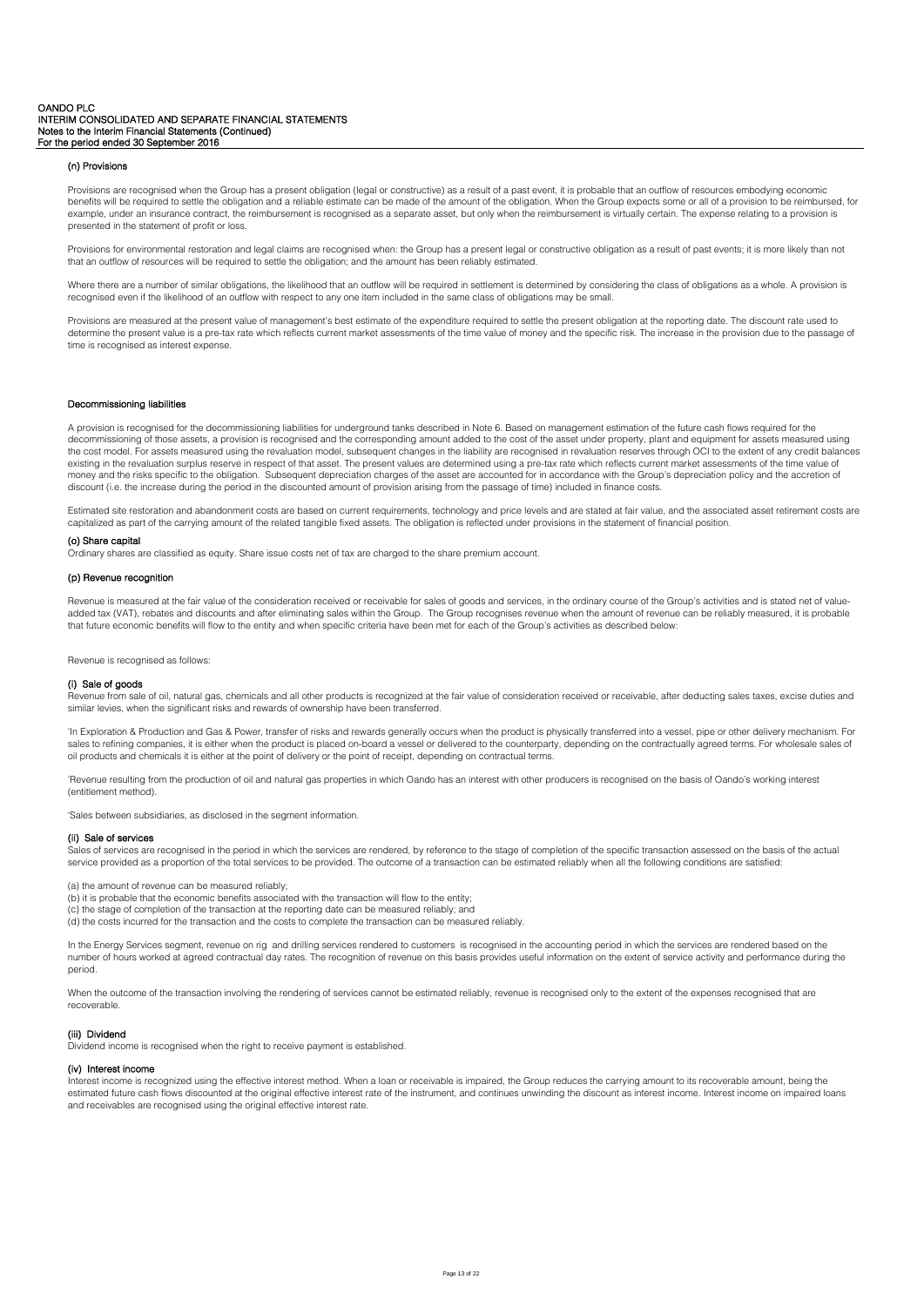### (n) Provisions

Provisions are recognised when the Group has a present obligation (legal or constructive) as a result of a past event, it is probable that an outflow of resources embodying economic benefits will be required to settle the obligation and a reliable estimate can be made of the amount of the obligation. When the Group expects some or all of a provision to be reimbursed, for example, under an insurance contract, the reimbursement is recognised as a separate asset, but only when the reimbursement is virtually certain. The expense relating to a provision is presented in the statement of profit or loss.

Provisions for environmental restoration and legal claims are recognised when: the Group has a present legal or constructive obligation as a result of past events; it is more likely than not that an outflow of resources will be required to settle the obligation; and the amount has been reliably estimated.

Where there are a number of similar obligations, the likelihood that an outflow will be required in settlement is determined by considering the class of obligations as a whole. A provision is recognised even if the likelihood of an outflow with respect to any one item included in the same class of obligations may be small.

Provisions are measured at the present value of management's best estimate of the expenditure required to settle the present obligation at the reporting date. The discount rate used to determine the present value is a pre-tax rate which reflects current market assessments of the time value of money and the specific risk. The increase in the provision due to the passage of time is recognised as interest expense.

### Decommissioning liabilities

A provision is recognised for the decommissioning liabilities for underground tanks described in Note 6. Based on management estimation of the future cash flows required for the decommissioning of those assets, a provision is recognised and the corresponding amount added to the cost of the asset under property, plant and equipment for assets measured using the cost model. For assets measured using the revaluation model, subsequent changes in the liability are recognised in revaluation reserves through OCI to the extent of any credit balances existing in the revaluation surplus reserve in respect of that asset. The present values are determined using a pre-tax rate which reflects current market assessments of the time value of money and the risks specific to the obligation. Subsequent depreciation charges of the asset are accounted for in accordance with the Group's depreciation policy and the accretion of discount (i.e. the increase during the period in the discounted amount of provision arising from the passage of time) included in finance costs.

Estimated site restoration and abandonment costs are based on current requirements, technology and price levels and are stated at fair value, and the associated asset retirement costs are capitalized as part of the carrying amount of the related tangible fixed assets. The obligation is reflected under provisions in the statement of financial position.

### (o) Share capital

Ordinary shares are classified as equity. Share issue costs net of tax are charged to the share premium account.

### (p) Revenue recognition

Revenue is measured at the fair value of the consideration received or receivable for sales of goods and services, in the ordinary course of the Group's activities and is stated net of value-added tax (VAT), rebates and discounts and after eliminating sales within the Group. The Group recognises revenue when the amount of revenue can be reliably measured, it is probable that future economic benefits will flow to the entity and when specific criteria have been met for each of the Group's activities as described below:

Revenue is recognised as follows:

#### (i) Sale of goods

Revenue from sale of oil, natural gas, chemicals and all other products is recognized at the fair value of consideration received or receivable, after deducting sales taxes, excise duties and similar levies, when the significant risks and rewards of ownership have been transferred.

'In Exploration & Production and Gas & Power, transfer of risks and rewards generally occurs when the product is physically transferred into a vessel, pipe or other delivery mechanism. For sales to refining companies, it is either when the product is placed on-board a vessel or delivered to the counterparty, depending on the contractually agreed terms. For wholesale sales of oil products and chemicals it is either at the point of delivery or the point of receipt, depending on contractual terms.

'Revenue resulting from the production of oil and natural gas properties in which Oando has an interest with other producers is recognised on the basis of Oando's working interest (entitlement method).

'Sales between subsidiaries, as disclosed in the segment information.

#### (ii) Sale of services

Sales of services are recognised in the period in which the services are rendered, by reference to the stage of completion of the specific transaction assessed on the basis of the actual service provided as a proportion of the total services to be provided. The outcome of a transaction can be estimated reliably when all the following conditions are satisfied:

(a) the amount of revenue can be measured reliably;
(b) it is probable that the economic benefits associated with the transaction will flow to the entity;
(c) the stage of completion of the transaction at the reporting date can be measured reliably; and
(d) the costs incurred for the transaction and the costs to complete the transaction can be measured reliably.

In the Energy Services segment, revenue on rig and drilling services rendered to customers is recognised in the accounting period in which the services are rendered based on the number of hours worked at agreed contractual day rates. The recognition of revenue on this basis provides useful information on the extent of service activity and performance during the period.

When the outcome of the transaction involving the rendering of services cannot be estimated reliably, revenue is recognised only to the extent of the expenses recognised that are recoverable.

#### (iii) Dividend

Dividend income is recognised when the right to receive payment is established.

#### (iv) Interest income

Interest income is recognized using the effective interest method. When a loan or receivable is impaired, the Group reduces the carrying amount to its recoverable amount, being the estimated future cash flows discounted at the original effective interest rate of the instrument, and continues unwinding the discount as interest income. Interest income on impaired loans and receivables are recognised using the original effective interest rate.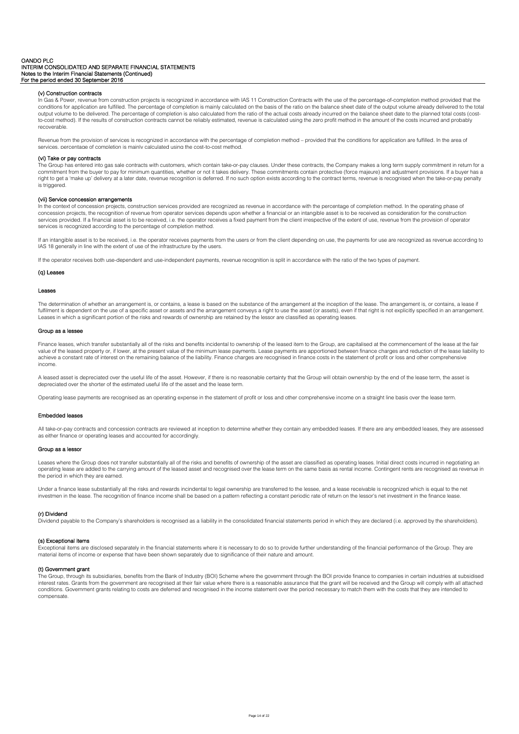#### (v) Construction contracts

In Gas & Power, revenue from construction projects is recognized in accordance with IAS 11 Construction Contracts with the use of the percentage-of-completion method provided that the conditions for application are fulfilled. The percentage of completion is mainly calculated on the basis of the ratio on the balance sheet date of the output volume already delivered to the total output volume to be delivered. The percentage of completion is also calculated from the ratio of the actual costs already incurred on the balance sheet date to the planned total costs (cost-to-cost method). If the results of construction contracts cannot be reliably estimated, revenue is calculated using the zero profit method in the amount of the costs incurred and probably recoverable.

Revenue from the provision of services is recognized in accordance with the percentage of completion method – provided that the conditions for application are fulfilled. In the area of services, percentage of completion is mainly calculated using the cost-to-cost method.

#### (vi) Take or pay contracts

The Group has entered into gas sale contracts with customers, which contain take-or-pay clauses. Under these contracts, the Company makes a long term supply commitment in return for a commitment from the buyer to pay for minimum quantities, whether or not it takes delivery. These commitments contain protective (force majeure) and adjustment provisions. If a buyer has a right to get a 'make up' delivery at a later date, revenue recognition is deferred. If no such option exists according to the contract terms, revenue is recognised when the take-or-pay penalty is triggered.

#### (vii) Service concession arrangements

In the context of concession projects, construction services provided are recognized as revenue in accordance with the percentage of completion method. In the operating phase of concession projects, the recognition of revenue from operator services depends upon whether a financial or an intangible asset is to be received as consideration for the construction services provided. If a financial asset is to be received, i.e. the operator receives a fixed payment from the client irrespective of the extent of use, revenue from the provision of operator services is recognized according to the percentage of completion method.

If an intangible asset is to be received, i.e. the operator receives payments from the users or from the client depending on use, the payments for use are recognized as revenue according to IAS 18 generally in line with the extent of use of the infrastructure by the users.

If the operator receives both use-dependent and use-independent payments, revenue recognition is split in accordance with the ratio of the two types of payment.

### (q) Leases

#### Leases

The determination of whether an arrangement is, or contains, a lease is based on the substance of the arrangement at the inception of the lease. The arrangement is, or contains, a lease if fulfilment is dependent on the use of a specific asset or assets and the arrangement conveys a right to use the asset (or assets), even if that right is not explicitly specified in an arrangement. Leases in which a significant portion of the risks and rewards of ownership are retained by the lessor are classified as operating leases.

#### Group as a lessee

Finance leases, which transfer substantially all of the risks and benefits incidental to ownership of the leased item to the Group, are capitalised at the commencement of the lease at the fair value of the leased property or, if lower, at the present value of the minimum lease payments. Lease payments are apportioned between finance charges and reduction of the lease liability to achieve a constant rate of interest on the remaining balance of the liability. Finance charges are recognised in finance costs in the statement of profit or loss and other comprehensive income.

A leased asset is depreciated over the useful life of the asset. However, if there is no reasonable certainty that the Group will obtain ownership by the end of the lease term, the asset is depreciated over the shorter of the estimated useful life of the asset and the lease term.

Operating lease payments are recognised as an operating expense in the statement of profit or loss and other comprehensive income on a straight line basis over the lease term.

#### Embedded leases

All take-or-pay contracts and concession contracts are reviewed at inception to determine whether they contain any embedded leases. If there are any embedded leases, they are assessed as either finance or operating leases and accounted for accordingly.

#### Group as a lessor

Leases where the Group does not transfer substantially all of the risks and benefits of ownership of the asset are classified as operating leases. Initial direct costs incurred in negotiating an operating lease are added to the carrying amount of the leased asset and recognised over the lease term on the same basis as rental income. Contingent rents are recognised as revenue in the period in which they are earned.

Under a finance lease substantially all the risks and rewards incindental to legal ownership are transferred to the lessee, and a lease receivable is recognized which is equal to the net investmen in the lease. The recognition of finance income shall be based on a pattern reflecting a constant periodic rate of return on the lessor's net investment in the finance lease.

### (r) Dividend

Dividend payable to the Company's shareholders is recognised as a liability in the consolidated financial statements period in which they are declared (i.e. approved by the shareholders).

### (s) Exceptional items

Exceptional items are disclosed separately in the financial statements where it is necessary to do so to provide further understanding of the financial performance of the Group. They are material items of income or expense that have been shown separately due to significance of their nature and amount.

### (t) Government grant

The Group, through its subsidiaries, benefits from the Bank of Industry (BOI) Scheme where the government through the BOI provide finance to companies in certain industries at subsidised interest rates. Grants from the government are recognised at their fair value where there is a reasonable assurance that the grant will be received and the Group will comply with all attached conditions. Government grants relating to costs are deferred and recognised in the income statement over the period necessary to match them with the costs that they are intended to compensate.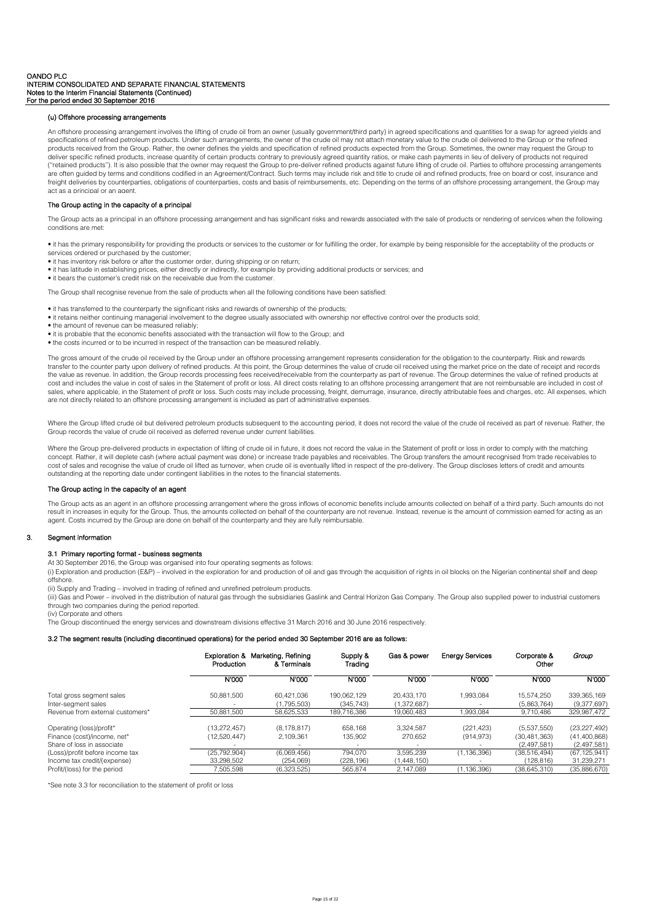#### (u) Offshore processing arrangements

An offshore processing arrangement involves the lifting of crude oil from an owner (usually government/third party) in agreed specifications and quantities for a swap for agreed yields and specifications of refined petroleum products. Under such arrangements, the owner of the crude oil may not attach monetary value to the crude oil delivered to the Group or the refined products received from the Group. Rather, the owner defines the yields and specification of refined products expected from the Group. Sometimes, the owner may request the Group to deliver specific refined products, increase quantity of certain products contrary to previously agreed quantity ratios, or make cash payments in lieu of delivery of products not required ("retained products"). It is also possible that the owner may request the Group to pre-deliver refined products against future lifting of crude oil. Parties to offshore processing arrangements are often guided by terms and conditions codified in an Agreement/Contract. Such terms may include risk and title to crude oil and refined products, free on board or cost, insurance and freight deliveries by counterparties, obligations of counterparties, costs and basis of reimbursements, etc. Depending on the terms of an offshore processing arrangement, the Group may act as a principal or an agent.

#### The Group acting in the capacity of a principal

The Group acts as a principal in an offshore processing arrangement and has significant risks and rewards associated with the sale of products or rendering of services when the following conditions are met:

- it has the primary responsibility for providing the products or services to the customer or for fulfilling the order, for example by being responsible for the acceptability of the products or services ordered or purchased by the customer;
- it has inventory risk before or after the customer order, during shipping or on return;
- it has latitude in establishing prices, either directly or indirectly, for example by providing additional products or services; and
- it bears the customer's credit risk on the receivable due from the customer.

The Group shall recognise revenue from the sale of products when all the following conditions have been satisfied:

- it has transferred to the counterparty the significant risks and rewards of ownership of the products;
- it retains neither continuing managerial involvement to the degree usually associated with ownership nor effective control over the products sold;
- the amount of revenue can be measured reliably;
- it is probable that the economic benefits associated with the transaction will flow to the Group; and
- the costs incurred or to be incurred in respect of the transaction can be measured reliably.

The gross amount of the crude oil received by the Group under an offshore processing arrangement represents consideration for the obligation to the counterparty. Risk and rewards transfer to the counter party upon delivery of refined products. At this point, the Group determines the value of crude oil received using the market price on the date of receipt and records the value as revenue. In addition, the Group records processing fees received/receivable from the counterparty as part of revenue. The Group determines the value of refined products at cost and includes the value in cost of sales in the Statement of profit or loss. All direct costs relating to an offshore processing arrangement that are not reimbursable are included in cost of sales, where applicable, in the Statement of profit or loss. Such costs may include processing, freight, demurrage, insurance, directly attributable fees and charges, etc. All expenses, which are not directly related to an offshore processing arrangement is included as part of administrative expenses.

Where the Group lifted crude oil but delivered petroleum products subsequent to the accounting period, it does not record the value of the crude oil received as part of revenue. Rather, the Group records the value of crude oil received as deferred revenue under current liabilities.

Where the Group pre-delivered products in expectation of lifting of crude oil in future, it does not record the value in the Statement of profit or loss in order to comply with the matching concept. Rather, it will deplete cash (where actual payment was done) or increase trade payables and receivables. The Group transfers the amount recognised from trade receivables to cost of sales and recognise the value of crude oil lifted as turnover, when crude oil is eventually lifted in respect of the pre-delivery. The Group discloses letters of credit and amounts outstanding at the reporting date under contingent liabilities in the notes to the financial statements.

#### The Group acting in the capacity of an agent

The Group acts as an agent in an offshore processing arrangement where the gross inflows of economic benefits include amounts collected on behalf of a third party. Such amounts do not result in increases in equity for the Group. Thus, the amounts collected on behalf of the counterparty are not revenue. Instead, revenue is the amount of commission earned for acting as an agent. Costs incurred by the Group are done on behalf of the counterparty and they are fully reimbursable.

## 3. Segment information

### 3.1 Primary reporting format - business segments

At 30 September 2016, the Group was organised into four operating segments as follows:

(i) Exploration and production (E&P) – involved in the exploration for and production of oil and gas through the acquisition of rights in oil blocks on the Nigerian continental shelf and deep offshore.

(ii) Supply and Trading – involved in trading of refined and unrefined petroleum products.

(iii) Gas and Power – involved in the distribution of natural gas through the subsidiaries Gaslink and Central Horizon Gas Company. The Group also supplied power to industrial customers through two companies during the period reported.

(iv) Corporate and others

The Group discontinued the energy services and downstream divisions effective 31 March 2016 and 30 June 2016 respectively.

### 3.2 The segment results (including discontinued operations) for the period ended 30 September 2016 are as follows:

| | Exploration & Production | Marketing, Refining & Terminals | Supply & Trading | Gas & power | Energy Services | Corporate & Other | *Group* |
|---|---|---|---|---|---|---|---|
| | N'000 | N'000 | N'000 | N'000 | N'000 | N'000 | N'000 |
| Total gross segment sales | 50,881,500 | 60,421,036 | 190,062,129 | 20,433,170 | 1,993,084 | 15,574,250 | 339,365,169 |
| Inter-segment sales | - | (1,795,503) | (345,743) | (1,372,687) | - | (5,863,764) | (9,377,697) |
| Revenue from external customers* | 50,881,500 | 58,625,533 | 189,716,386 | 19,060,483 | 1,993,084 | 9,710,486 | 329,987,472 |
| Operating (loss)/profit* | (13,272,457) | (8,178,817) | 658,168 | 3,324,587 | (221,423) | (5,537,550) | (23,227,492) |
| Finance (cost)/income, net* | (12,520,447) | 2,109,361 | 135,902 | 270,652 | (914,973) | (30,481,363) | (41,400,868) |
| Share of loss in associate | - | - | - | - | - | (2,497,581) | (2,497,581) |
| (Loss)/profit before income tax | (25,792,904) | (6,069,456) | 794,070 | 3,595,239 | (1,136,396) | (38,516,494) | (67,125,941) |
| Income tax credit/(expense) | 33,298,502 | (254,069) | (228,196) | (1,448,150) | - | (128,816) | 31,239,271 |
| Profit/(loss) for the period | 7,505,598 | (6,323,525) | 565,874 | 2,147,089 | (1,136,396) | (38,645,310) | (35,886,670) |

*See note 3.3 for reconciliation to the statement of profit or loss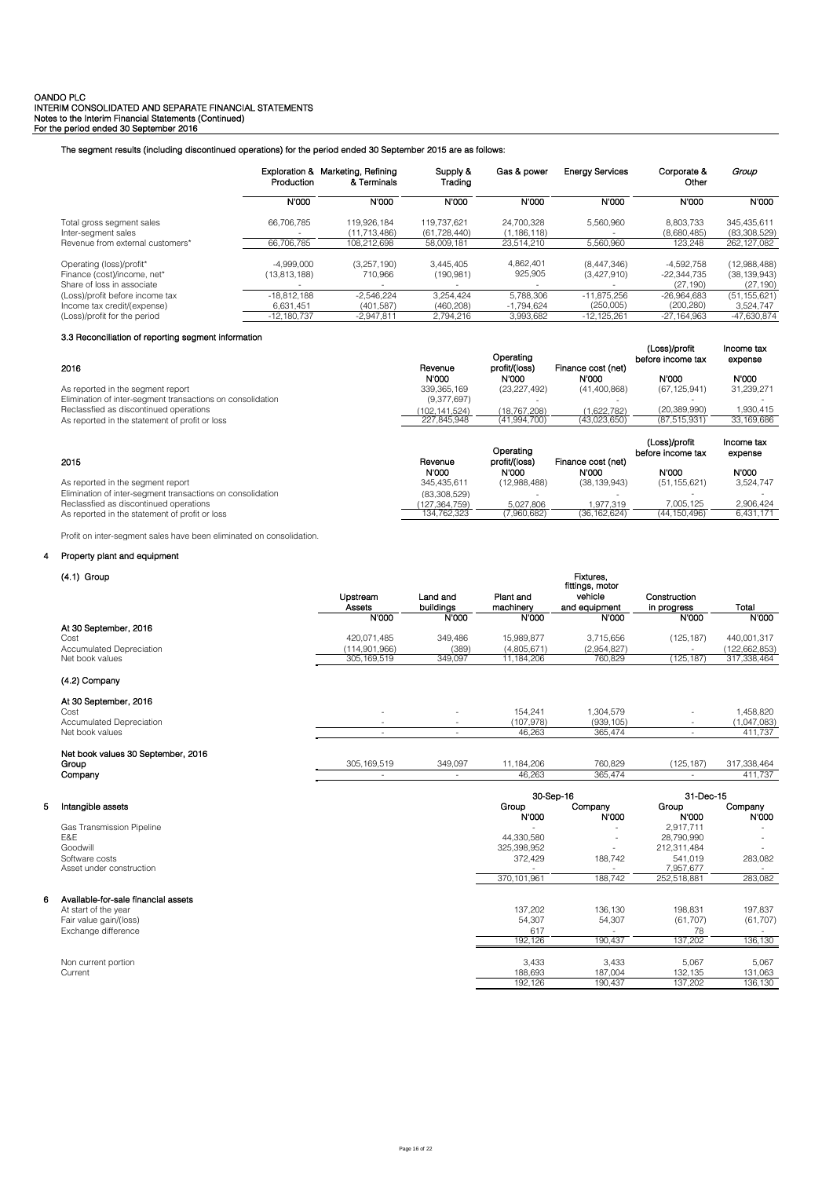# OANDO PLC
## INTERIM CONSOLIDATED AND SEPARATE FINANCIAL STATEMENTS
### Notes to the Interim Financial Statements (Continued)
### For the period ended 30 September 2016

The segment results (including discontinued operations) for the period ended 30 September 2015 are as follows:

| | Exploration & Production | Marketing, Refining & Terminals | Supply & Trading | Gas & power | Energy Services | Corporate & Other | *Group* |
|---|---|---|---|---|---|---|---|
| | N'000 | N'000 | N'000 | N'000 | N'000 | N'000 | N'000 |
| Total gross segment sales | 66,706,785 | 119,926,184 | 119,737,621 | 24,700,328 | 5,560,960 | 8,803,733 | 345,435,611 |
| Inter-segment sales | - | (11,713,486) | (61,728,440) | (1,186,118) | - | (8,680,485) | (83,308,529) |
| Revenue from external customers* | 66,706,785 | 108,212,698 | 58,009,181 | 23,514,210 | 5,560,960 | 123,248 | 262,127,082 |
| Operating (loss)/profit* | -4,999,000 | (3,257,190) | 3,445,405 | 4,862,401 | (8,447,346) | -4,592,758 | (12,988,488) |
| Finance (cost)/income, net* | (13,813,188) | 710,966 | (190,981) | 925,905 | (3,427,910) | -22,344,735 | (38,139,943) |
| Share of loss in associate | - | - | - | - | - | (27,190) | (27,190) |
| (Loss)/profit before income tax | -18,812,188 | -2,546,224 | 3,254,424 | 5,788,306 | -11,875,256 | -26,964,683 | (51,155,621) |
| Income tax credit/(expense) | 6,631,451 | (401,587) | (460,208) | -1,794,624 | (250,005) | (200,280) | 3,524,747 |
| (Loss)/profit for the period | -12,180,737 | -2,947,811 | 2,794,216 | 3,993,682 | -12,125,261 | -27,164,963 | -47,630,874 |

### 3.3 Reconciliation of reporting segment information

| 2016 | Revenue | Operating profit/(loss) | Finance cost (net) | (Loss)/profit before income tax | Income tax expense |
|---|---|---|---|---|---|
| | N'000 | N'000 | N'000 | N'000 | N'000 |
| As reported in the segment report | 339,365,169 | (23,227,492) | (41,400,868) | (67,125,941) | 31,239,271 |
| Elimination of inter-segment transactions on consolidation | (9,377,697) | - | - | - | - |
| Reclassfied as discontinued operations | (102,141,524) | (18,767,208) | (1,622,782) | (20,389,990) | 1,930,415 |
| As reported in the statement of profit or loss | 227,845,948 | (41,994,700) | (43,023,650) | (87,515,931) | 33,169,686 |

| 2015 | Revenue | Operating profit/(loss) | Finance cost (net) | (Loss)/profit before income tax | Income tax expense |
|---|---|---|---|---|---|
| | N'000 | N'000 | N'000 | N'000 | N'000 |
| As reported in the segment report | 345,435,611 | (12,988,488) | (38,139,943) | (51,155,621) | 3,524,747 |
| Elimination of inter-segment transactions on consolidation | (83,308,529) | - | - | - | - |
| Reclassfied as discontinued operations | (127,364,759) | 5,027,806 | 1,977,319 | 7,005,125 | 2,906,424 |
| As reported in the statement of profit or loss | 134,762,323 | (7,960,682) | (36,162,624) | (44,150,496) | 6,431,171 |

Profit on inter-segment sales have been eliminated on consolidation.

## 4 Property plant and equipment

### (4.1) Group

| | Upstream Assets | Land and buildings | Plant and machinery | Fixtures, fittings, motor vehicle and equipment | Construction in progress | Total |
|---|---|---|---|---|---|---|
| | N'000 | N'000 | N'000 | N'000 | N'000 | N'000 |
| **At 30 September, 2016** | | | | | | |
| Cost | 420,071,485 | 349,486 | 15,989,877 | 3,715,656 | (125,187) | 440,001,317 |
| Accumulated Depreciation | (114,901,966) | (389) | (4,805,671) | (2,954,827) | - | (122,662,853) |
| Net book values | 305,169,519 | 349,097 | 11,184,206 | 760,829 | (125,187) | 317,338,464 |

### (4.2) Company

| | Upstream Assets | Land and buildings | Plant and machinery | Fixtures, fittings, motor vehicle and equipment | Construction in progress | Total |
|---|---|---|---|---|---|---|
| **At 30 September, 2016** | | | | | | |
| Cost | - | - | 154,241 | 1,304,579 | - | 1,458,820 |
| Accumulated Depreciation | - | - | (107,978) | (939,105) | - | (1,047,083) |
| Net book values | - | - | 46,263 | 365,474 | - | 411,737 |
| **Net book values 30 September, 2016** | | | | | | |
| **Group** | 305,169,519 | 349,097 | 11,184,206 | 760,829 | (125,187) | 317,338,464 |
| **Company** | - | - | 46,263 | 365,474 | - | 411,737 |

## 5 Intangible assets

| | 30-Sep-16 | | 31-Dec-15 | |
|---|---|---|---|---|
| | Group | Company | Group | Company |
| | N'000 | N'000 | N'000 | N'000 |
| Gas Transmission Pipeline | - | - | 2,917,711 | - |
| E&E | 44,330,580 | - | 28,790,990 | - |
| Goodwill | 325,398,952 | - | 212,311,484 | - |
| Software costs | 372,429 | 188,742 | 541,019 | 283,082 |
| Asset under construction | - | - | 7,957,677 | - |
| | 370,101,961 | 188,742 | 252,518,881 | 283,082 |

## 6 Available-for-sale financial assets

| | 30-Sep-16 | | 31-Dec-15 | |
|---|---|---|---|---|
| | Group | Company | Group | Company |
| At start of the year | 137,202 | 136,130 | 198,831 | 197,837 |
| Fair value gain/(loss) | 54,307 | 54,307 | (61,707) | (61,707) |
| Exchange difference | 617 | - | 78 | - |
| | 192,126 | 190,437 | 137,202 | 136,130 |
| Non current portion | 3,433 | 3,433 | 5,067 | 5,067 |
| Current | 188,693 | 187,004 | 132,135 | 131,063 |
| | 192,126 | 190,437 | 137,202 | 136,130 |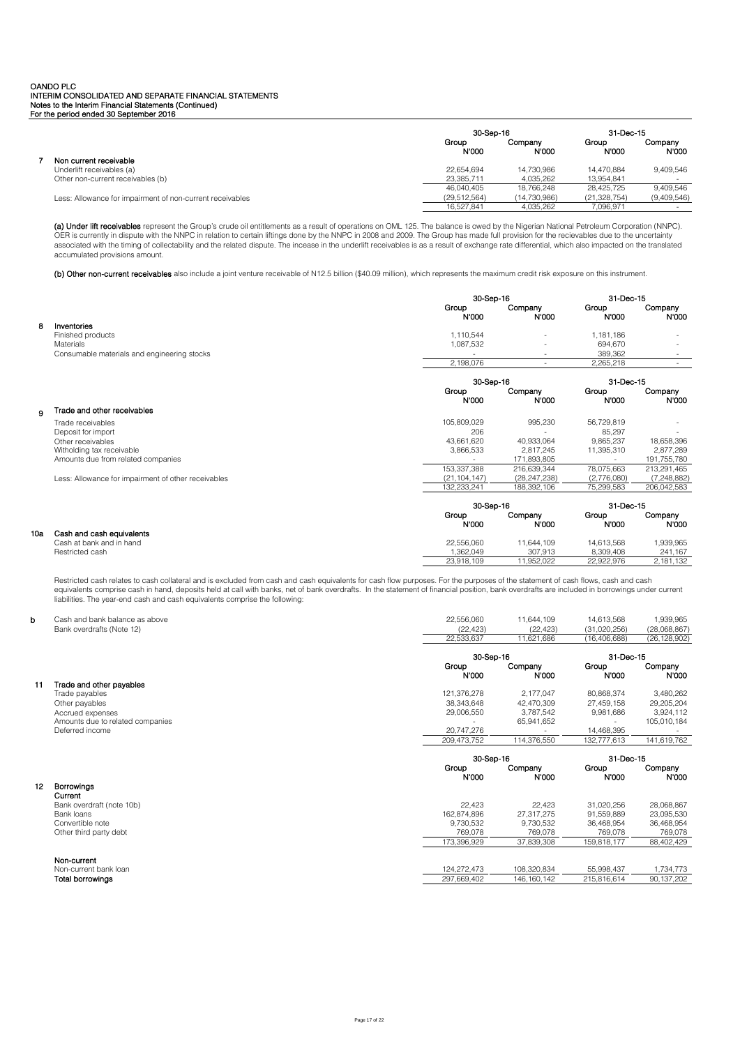OANDO PLC
INTERIM CONSOLIDATED AND SEPARATE FINANCIAL STATEMENTS
Notes to the Interim Financial Statements (Continued)
For the period ended 30 September 2016

| | | 30-Sep-16 | | 31-Dec-15 | |
|---|---|---|---|---|---|
| | | Group | Company | Group | Company |
| | | N'000 | N'000 | N'000 | N'000 |
| 7 | **Non current receivable** | | | | |
| | Underlift receivables (a) | 22,654,694 | 14,730,986 | 14,470,884 | 9,409,546 |
| | Other non-current receivables (b) | 23,385,711 | 4,035,262 | 13,954,841 | - |
| | | 46,040,405 | 18,766,248 | 28,425,725 | 9,409,546 |
| | Less: Allowance for impairment of non-current receivables | (29,512,564) | (14,730,986) | (21,328,754) | (9,409,546) |
| | | 16,527,841 | 4,035,262 | 7,096,971 | - |

**(a) Under lift receivables** represent the Group's crude oil entitlements as a result of operations on OML 125. The balance is owed by the Nigerian National Petroleum Corporation (NNPC). OER is currently in dispute with the NNPC in relation to certain liftings done by the NNPC in 2008 and 2009. The Group has made full provision for the recievables due to the uncertainty associated with the timing of collectability and the related dispute. The incease in the underlift receivables is as a result of exchange rate differential, which also impacted on the translated accumulated provisions amount.

**(b) Other non-current receivables** also include a joint venture receivable of N12.5 billion ($40.09 million), which represents the maximum credit risk exposure on this instrument.

| | | 30-Sep-16 | | 31-Dec-15 | |
|---|---|---|---|---|---|
| | | Group | Company | Group | Company |
| | | N'000 | N'000 | N'000 | N'000 |
| 8 | **Inventories** | | | | |
| | Finished products | 1,110,544 | - | 1,181,186 | - |
| | Materials | 1,087,532 | - | 694,670 | - |
| | Consumable materials and engineering stocks | - | - | 389,362 | - |
| | | 2,198,076 | - | 2,265,218 | - |

| | | 30-Sep-16 | | 31-Dec-15 | |
|---|---|---|---|---|---|
| | | Group | Company | Group | Company |
| | | N'000 | N'000 | N'000 | N'000 |
| 9 | **Trade and other receivables** | | | | |
| | Trade receivables | 105,809,029 | 995,230 | 56,729,819 | - |
| | Deposit for import | 206 | - | 85,297 | - |
| | Other receivables | 43,661,620 | 40,933,064 | 9,865,237 | 18,658,396 |
| | Witholding tax receivable | 3,866,533 | 2,817,245 | 11,395,310 | 2,877,289 |
| | Amounts due from related companies | - | 171,893,805 | - | 191,755,780 |
| | | 153,337,388 | 216,639,344 | 78,075,663 | 213,291,465 |
| | Less: Allowance for impairment of other receivables | (21,104,147) | (28,247,238) | (2,776,080) | (7,248,882) |
| | | 132,233,241 | 188,392,106 | 75,299,583 | 206,042,583 |

| | | 30-Sep-16 | | 31-Dec-15 | |
|---|---|---|---|---|---|
| | | Group | Company | Group | Company |
| | | N'000 | N'000 | N'000 | N'000 |
| 10a | **Cash and cash equivalents** | | | | |
| | Cash at bank and in hand | 22,556,060 | 11,644,109 | 14,613,568 | 1,939,965 |
| | Restricted cash | 1,362,049 | 307,913 | 8,309,408 | 241,167 |
| | | 23,918,109 | 11,952,022 | 22,922,976 | 2,181,132 |

Restricted cash relates to cash collateral and is excluded from cash and cash equivalents for cash flow purposes. For the purposes of the statement of cash flows, cash and cash equivalents comprise cash in hand, deposits held at call with banks, net of bank overdrafts. In the statement of financial position, bank overdrafts are included in borrowings under current liabilities. The year-end cash and cash equivalents comprise the following:

| | | | | | |
|---|---|---|---|---|---|
| b | Cash and bank balance as above | 22,556,060 | 11,644,109 | 14,613,568 | 1,939,965 |
| | Bank overdrafts (Note 12) | (22,423) | (22,423) | (31,020,256) | (28,068,867) |
| | | 22,533,637 | 11,621,686 | (16,406,688) | (26,128,902) |

| | | 30-Sep-16 | | 31-Dec-15 | |
|---|---|---|---|---|---|
| | | Group | Company | Group | Company |
| | | N'000 | N'000 | N'000 | N'000 |
| 11 | **Trade and other payables** | | | | |
| | Trade payables | 121,376,278 | 2,177,047 | 80,868,374 | 3,480,262 |
| | Other payables | 38,343,648 | 42,470,309 | 27,459,158 | 29,205,204 |
| | Accrued expenses | 29,006,550 | 3,787,542 | 9,981,686 | 3,924,112 |
| | Amounts due to related companies | - | 65,941,652 | - | 105,010,184 |
| | Deferred income | 20,747,276 | - | 14,468,395 | - |
| | | 209,473,752 | 114,376,550 | 132,777,613 | 141,619,762 |

| | | 30-Sep-16 | | 31-Dec-15 | |
|---|---|---|---|---|---|
| | | Group | Company | Group | Company |
| | | N'000 | N'000 | N'000 | N'000 |
| 12 | **Borrowings** | | | | |
| | **Current** | | | | |
| | Bank overdraft (note 10b) | 22,423 | 22,423 | 31,020,256 | 28,068,867 |
| | Bank loans | 162,874,896 | 27,317,275 | 91,559,889 | 23,095,530 |
| | Convertible note | 9,730,532 | 9,730,532 | 36,468,954 | 36,468,954 |
| | Other third party debt | 769,078 | 769,078 | 769,078 | 769,078 |
| | | 173,396,929 | 37,839,308 | 159,818,177 | 88,402,429 |
| | **Non-current** | | | | |
| | Non-current bank loan | 124,272,473 | 108,320,834 | 55,998,437 | 1,734,773 |
| | **Total borrowings** | 297,669,402 | 146,160,142 | 215,816,614 | 90,137,202 |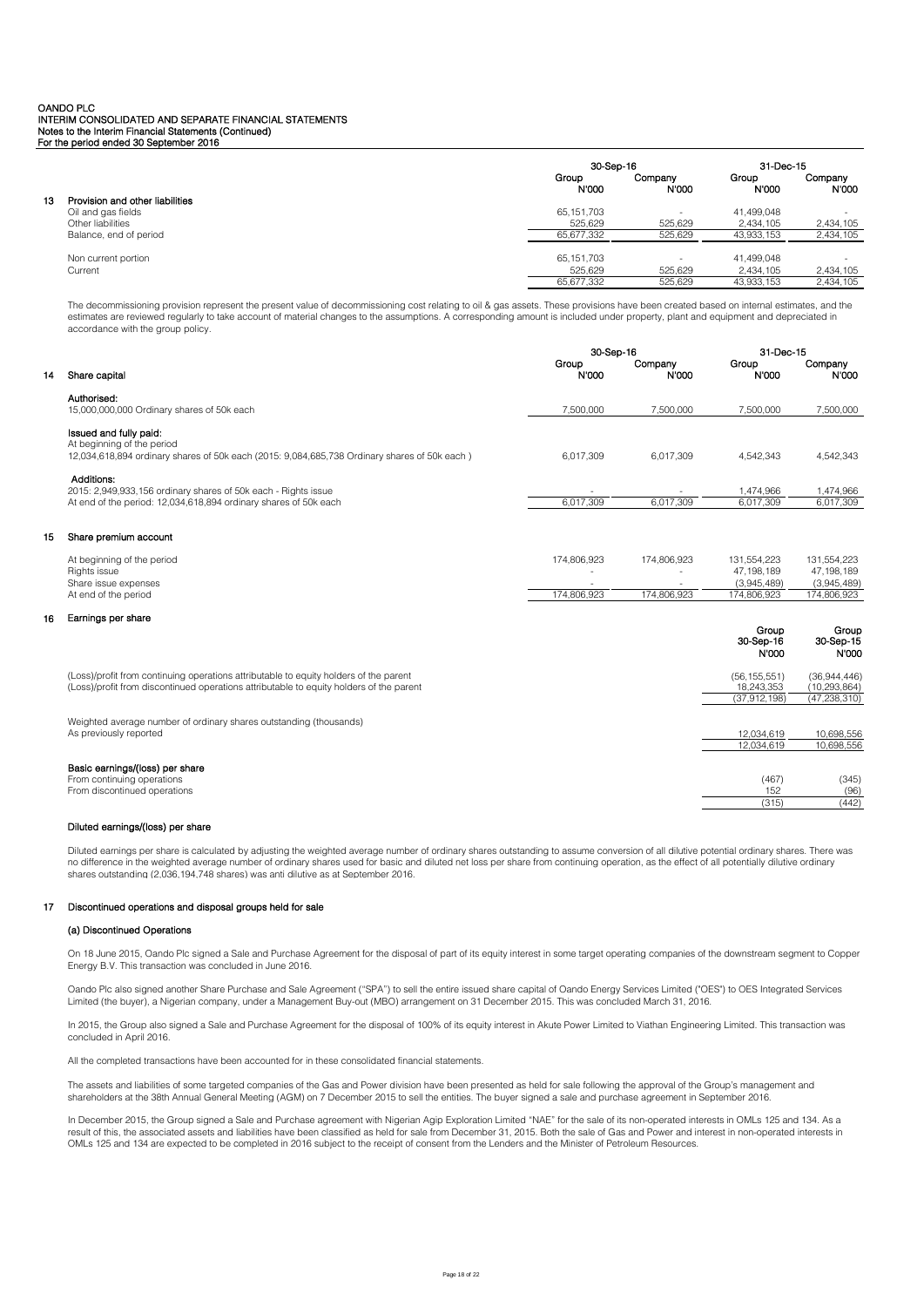OANDO PLC
INTERIM CONSOLIDATED AND SEPARATE FINANCIAL STATEMENTS
Notes to the Interim Financial Statements (Continued)
For the period ended 30 September 2016

## 13 Provision and other liabilities

| | 30-Sep-16 | | 31-Dec-15 | |
|---|---|---|---|---|
| | Group N'000 | Company N'000 | Group N'000 | Company N'000 |
| Oil and gas fields | 65,151,703 | - | 41,499,048 | - |
| Other liabilities | 525,629 | 525,629 | 2,434,105 | 2,434,105 |
| Balance, end of period | 65,677,332 | 525,629 | 43,933,153 | 2,434,105 |
| | | | | |
| Non current portion | 65,151,703 | - | 41,499,048 | - |
| Current | 525,629 | 525,629 | 2,434,105 | 2,434,105 |
| | 65,677,332 | 525,629 | 43,933,153 | 2,434,105 |

The decommissioning provision represent the present value of decommissioning cost relating to oil & gas assets. These provisions have been created based on internal estimates, and the estimates are reviewed regularly to take account of material changes to the assumptions. A corresponding amount is included under property, plant and equipment and depreciated in accordance with the group policy.

## 14 Share capital

| | 30-Sep-16 | | 31-Dec-15 | |
|---|---|---|---|---|
| | Group N'000 | Company N'000 | Group N'000 | Company N'000 |
| **Authorised:** | | | | |
| 15,000,000,000 Ordinary shares of 50k each | 7,500,000 | 7,500,000 | 7,500,000 | 7,500,000 |
| **Issued and fully paid:** | | | | |
| At beginning of the period | | | | |
| 12,034,618,894 ordinary shares of 50k each (2015: 9,084,685,738 Ordinary shares of 50k each ) | 6,017,309 | 6,017,309 | 4,542,343 | 4,542,343 |
| **Additions:** | | | | |
| 2015: 2,949,933,156 ordinary shares of 50k each - Rights issue | - | - | 1,474,966 | 1,474,966 |
| At end of the period: 12,034,618,894 ordinary shares of 50k each | 6,017,309 | 6,017,309 | 6,017,309 | 6,017,309 |

## 15 Share premium account

| | 30-Sep-16 | | 31-Dec-15 | |
|---|---|---|---|---|
| | Group N'000 | Company N'000 | Group N'000 | Company N'000 |
| At beginning of the period | 174,806,923 | 174,806,923 | 131,554,223 | 131,554,223 |
| Rights issue | - | - | 47,198,189 | 47,198,189 |
| Share issue expenses | - | - | (3,945,489) | (3,945,489) |
| At end of the period | 174,806,923 | 174,806,923 | 174,806,923 | 174,806,923 |

## 16 Earnings per share

| | Group 30-Sep-16 N'000 | Group 30-Sep-15 N'000 |
|---|---|---|
| (Loss)/profit from continuing operations attributable to equity holders of the parent | (56,155,551) | (36,944,446) |
| (Loss)/profit from discontinued operations attributable to equity holders of the parent | 18,243,353 | (10,293,864) |
| | (37,912,198) | (47,238,310) |
| | | |
| Weighted average number of ordinary shares outstanding (thousands) | | |
| As previously reported | 12,034,619 | 10,698,556 |
| | 12,034,619 | 10,698,556 |
| | | |
| **Basic earnings/(loss) per share** | | |
| From continuing operations | (467) | (345) |
| From discontinued operations | 152 | (96) |
| | (315) | (442) |

### Diluted earnings/(loss) per share

Diluted earnings per share is calculated by adjusting the weighted average number of ordinary shares outstanding to assume conversion of all dilutive potential ordinary shares. There was no difference in the weighted average number of ordinary shares used for basic and diluted net loss per share from continuing operation, as the effect of all potentially dilutive ordinary shares outstanding (2,036,194,748 shares) was anti dilutive as at September 2016.

## 17 Discontinued operations and disposal groups held for sale

### (a) Discontinued Operations

On 18 June 2015, Oando Plc signed a Sale and Purchase Agreement for the disposal of part of its equity interest in some target operating companies of the downstream segment to Copper Energy B.V. This transaction was concluded in June 2016.

Oando Plc also signed another Share Purchase and Sale Agreement ("SPA") to sell the entire issued share capital of Oando Energy Services Limited ("OES") to OES Integrated Services Limited (the buyer), a Nigerian company, under a Management Buy-out (MBO) arrangement on 31 December 2015. This was concluded March 31, 2016.

In 2015, the Group also signed a Sale and Purchase Agreement for the disposal of 100% of its equity interest in Akute Power Limited to Viathan Engineering Limited. This transaction was concluded in April 2016.

All the completed transactions have been accounted for in these consolidated financial statements.

The assets and liabilities of some targeted companies of the Gas and Power division have been presented as held for sale following the approval of the Group's management and shareholders at the 38th Annual General Meeting (AGM) on 7 December 2015 to sell the entities. The buyer signed a sale and purchase agreement in September 2016.

In December 2015, the Group signed a Sale and Purchase agreement with Nigerian Agip Exploration Limited "NAE" for the sale of its non-operated interests in OMLs 125 and 134. As a result of this, the associated assets and liabilities have been classified as held for sale from December 31, 2015. Both the sale of Gas and Power and interest in non-operated interests in OMLs 125 and 134 are expected to be completed in 2016 subject to the receipt of consent from the Lenders and the Minister of Petroleum Resources.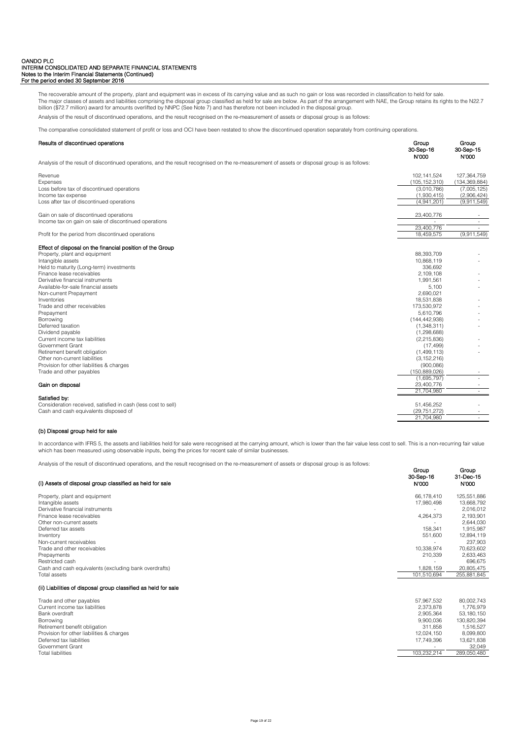The recoverable amount of the property, plant and equipment was in excess of its carrying value and as such no gain or loss was recorded in classification to held for sale.
The major classes of assets and liabilities comprising the disposal group classified as held for sale are below. As part of the arrangement with NAE, the Group retains its rights to the N22.7 billion ($72.7 million) award for amounts overlifted by NNPC (See Note 7) and has therefore not been included in the disposal group.

Analysis of the result of discontinued operations, and the result recognised on the re-measurement of assets or disposal group is as follows:

The comparative consolidated statement of profit or loss and OCI have been restated to show the discontinued operation separately from continuing operations.

| **Results of discontinued operations** | **Group 30-Sep-16 N'000** | **Group 30-Sep-15 N'000** |
|---|---|---|
| Analysis of the result of discontinued operations, and the result recognised on the re-measurement of assets or disposal group is as follows: | | |
| Revenue | 102,141,524 | 127,364,759 |
| Expenses | (105,152,310) | (134,369,884) |
| Loss before tax of discontinued operations | (3,010,786) | (7,005,125) |
| Income tax expense | (1,930,415) | (2,906,424) |
| Loss after tax of discontinued operations | (4,941,201) | (9,911,549) |
| | | |
| Gain on sale of discontinued operations | 23,400,776 | - |
| Income tax on gain on sale of discontinued operations | - | - |
| | 23,400,776 | - |
| Profit for the period from discontinued operations | 18,459,575 | (9,911,549) |
| | | |
| **Effect of disposal on the financial position of the Group** | | |
| Property, plant and equipment | 88,393,709 | - |
| Intangible assets | 10,868,119 | - |
| Held to maturity (Long-term) investments | 336,692 | |
| Finance lease receivables | 2,109,108 | - |
| Derivative financial instruments | 1,991,561 | - |
| Available-for-sale financial assets | 5,100 | - |
| Non-current Prepayment | 2,690,021 | |
| Inventories | 18,531,838 | - |
| Trade and other receivables | 173,530,972 | - |
| Prepayment | 5,610,796 | - |
| Borrowing | (144,442,938) | - |
| Deferred taxation | (1,348,311) | - |
| Dividend payable | (1,298,688) | |
| Current income tax liabilities | (2,215,836) | - |
| Government Grant | (17,499) | - |
| Retirement benefit obligation | (1,499,113) | - |
| Other non-current liabilities | (3,152,216) | |
| Provision for other liabilities & charges | (900,086) | |
| Trade and other payables | (150,889,026) | - |
| | (1,695,797) | - |
| **Gain on disposal** | 23,400,776 | - |
| | 21,704,980 | - |
| **Satisfied by:** | | |
| Consideration received, satisfied in cash (less cost to sell) | 51,456,252 | - |
| Cash and cash equivalents disposed of | (29,751,272) | - |
| | 21,704,980 | - |

### (b) Disposal group held for sale

In accordance with IFRS 5, the assets and liabilities held for sale were recognised at the carrying amount, which is lower than the fair value less cost to sell. This is a non-recurring fair value which has been measured using observable inputs, being the prices for recent sale of similar businesses.

Analysis of the result of discontinued operations, and the result recognised on the re-measurement of assets or disposal group is as follows:

| **(i) Assets of disposal group classified as held for sale** | **Group 30-Sep-16 N'000** | **Group 31-Dec-15 N'000** |
|---|---|---|
| Property, plant and equipment | 66,178,410 | 125,551,886 |
| Intangible assets | 17,980,498 | 13,668,792 |
| Derivative financial instruments | - | 2,016,012 |
| Finance lease receivables | 4,264,373 | 2,193,901 |
| Other non-current assets | - | 2,644,030 |
| Deferred tax assets | 158,341 | 1,915,987 |
| Inventory | 551,600 | 12,894,119 |
| Non-current receivables | - | 237,903 |
| Trade and other receivables | 10,338,974 | 70,623,602 |
| Prepayments | 210,339 | 2,633,463 |
| Restricted cash | - | 696,675 |
| Cash and cash equivalents (excluding bank overdrafts) | 1,828,159 | 20,805,475 |
| Total assets | 101,510,694 | 255,881,845 |

| **(ii) Liabilities of disposal group classified as held for sale** | **Group 30-Sep-16 N'000** | **Group 31-Dec-15 N'000** |
|---|---|---|
| Trade and other payables | 57,967,532 | 80,002,743 |
| Current income tax liabilities | 2,373,878 | 1,776,979 |
| Bank overdraft | 2,905,364 | 53,180,150 |
| Borrowing | 9,900,036 | 130,820,394 |
| Retirement benefit obligation | 311,858 | 1,516,527 |
| Provision for other liabilities & charges | 12,024,150 | 8,099,800 |
| Deferred tax liabilities | 17,749,396 | 13,621,838 |
| Government Grant | - | 32,049 |
| Total liabilities | 103,232,214 | 289,050,480 |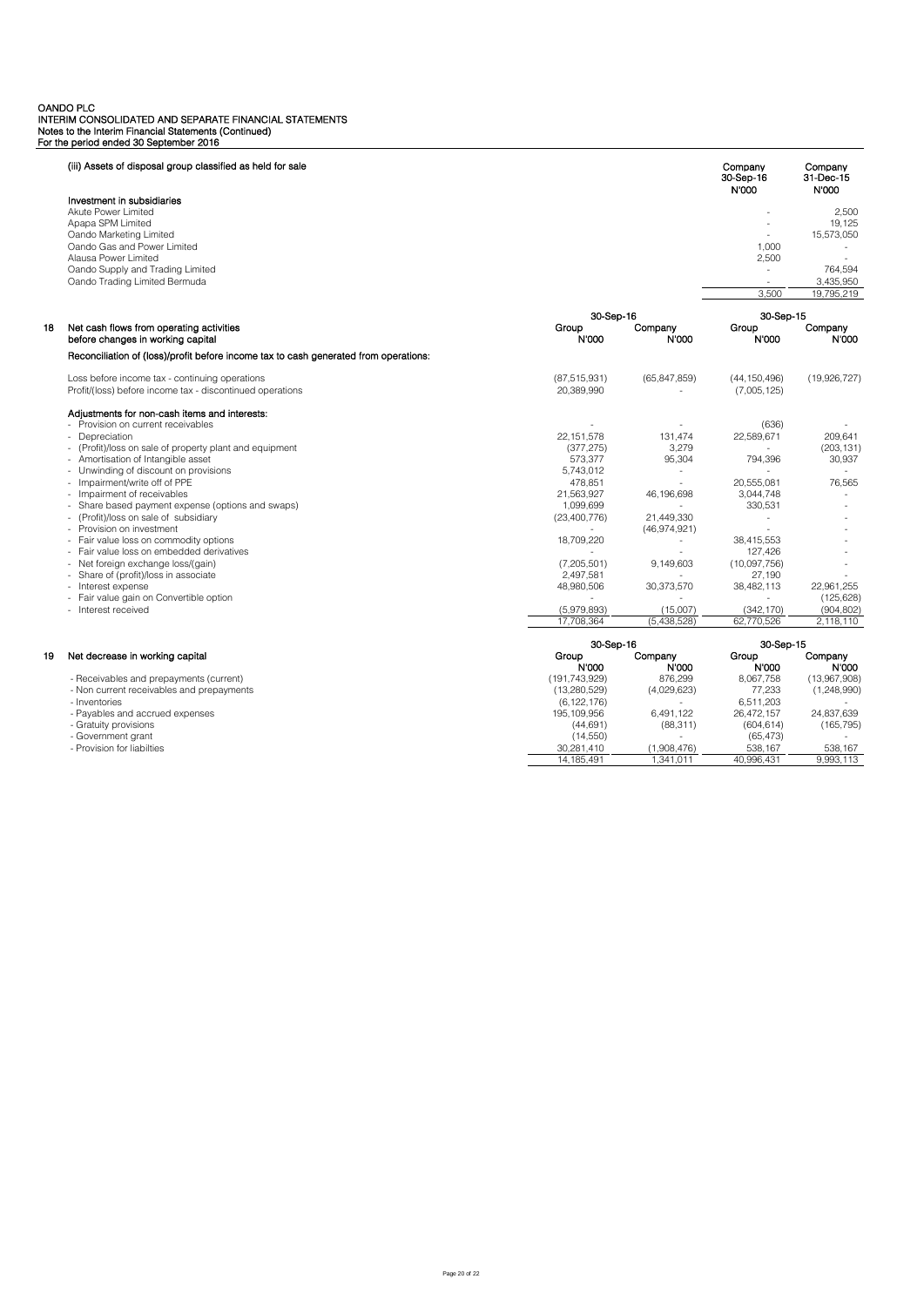OANDO PLC
INTERIM CONSOLIDATED AND SEPARATE FINANCIAL STATEMENTS
Notes to the Interim Financial Statements (Continued)
For the period ended 30 September 2016

### (iii) Assets of disposal group classified as held for sale

| | Company 30-Sep-16 N'000 | Company 31-Dec-15 N'000 |
|---|---|---|
| **Investment in subsidiaries** | | |
| Akute Power Limited | - | 2,500 |
| Apapa SPM Limited | - | 19,125 |
| Oando Marketing Limited | - | 15,573,050 |
| Oando Gas and Power Limited | 1,000 | - |
| Alausa Power Limited | 2,500 | - |
| Oando Supply and Trading Limited | - | 764,594 |
| Oando Trading Limited Bermuda | - | 3,435,950 |
| | 3,500 | 19,795,219 |

### 18 Net cash flows from operating activities before changes in working capital

| | 30-Sep-16 | | 30-Sep-15 | |
|---|---|---|---|---|
| | Group N'000 | Company N'000 | Group N'000 | Company N'000 |
| **Reconciliation of (loss)/profit before income tax to cash generated from operations:** | | | | |
| Loss before income tax - continuing operations | (87,515,931) | (65,847,859) | (44,150,496) | (19,926,727) |
| Profit/(loss) before income tax - discontinued operations | 20,389,990 | - | (7,005,125) | |
| **Adjustments for non-cash items and interests:** | | | | |
| - Provision on current receivables | - | - | (636) | - |
| - Depreciation | 22,151,578 | 131,474 | 22,589,671 | 209,641 |
| - (Profit)/loss on sale of property plant and equipment | (377,275) | 3,279 | - | (203,131) |
| - Amortisation of Intangible asset | 573,377 | 95,304 | 794,396 | 30,937 |
| - Unwinding of discount on provisions | 5,743,012 | - | - | - |
| - Impairment/write off of PPE | 478,851 | - | 20,555,081 | 76,565 |
| - Impairment of receivables | 21,563,927 | 46,196,698 | 3,044,748 | - |
| - Share based payment expense (options and swaps) | 1,099,699 | - | 330,531 | - |
| - (Profit)/loss on sale of subsidiary | (23,400,776) | 21,449,330 | - | - |
| - Provision on investment | - | (46,974,921) | - | - |
| - Fair value loss on commodity options | 18,709,220 | - | 38,415,553 | - |
| - Fair value loss on embedded derivatives | - | - | 127,426 | - |
| - Net foreign exchange loss/(gain) | (7,205,501) | 9,149,603 | (10,097,756) | - |
| - Share of (profit)/loss in associate | 2,497,581 | - | 27,190 | - |
| - Interest expense | 48,980,506 | 30,373,570 | 38,482,113 | 22,961,255 |
| - Fair value gain on Convertible option | - | - | - | (125,628) |
| - Interest received | (5,979,893) | (15,007) | (342,170) | (904,802) |
| | 17,708,364 | (5,438,528) | 62,770,526 | 2,118,110 |

### 19 Net decrease in working capital

| | 30-Sep-16 | | 30-Sep-15 | |
|---|---|---|---|---|
| | Group N'000 | Company N'000 | Group N'000 | Company N'000 |
| - Receivables and prepayments (current) | (191,743,929) | 876,299 | 8,067,758 | (13,967,908) |
| - Non current receivables and prepayments | (13,280,529) | (4,029,623) | 77,233 | (1,248,990) |
| - Inventories | (6,122,176) | - | 6,511,203 | - |
| - Payables and accrued expenses | 195,109,956 | 6,491,122 | 26,472,157 | 24,837,639 |
| - Gratuity provisions | (44,691) | (88,311) | (604,614) | (165,795) |
| - Government grant | (14,550) | - | (65,473) | - |
| - Provision for liabilties | 30,281,410 | (1,908,476) | 538,167 | 538,167 |
| | 14,185,491 | 1,341,011 | 40,996,431 | 9,993,113 |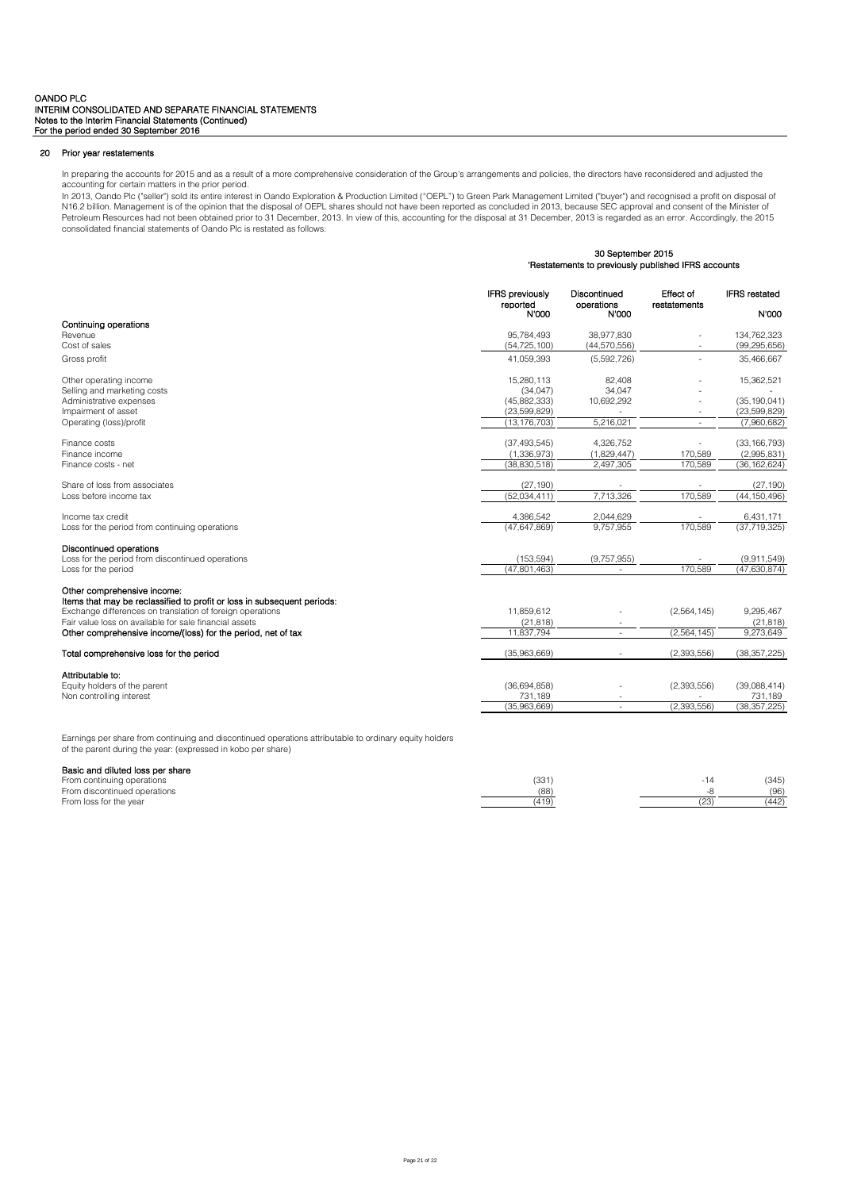## 20 Prior year restatements

In preparing the accounts for 2015 and as a result of a more comprehensive consideration of the Group's arrangements and policies, the directors have reconsidered and adjusted the accounting for certain matters in the prior period.

In 2013, Oando Plc ("seller") sold its entire interest in Oando Exploration & Production Limited ("OEPL") to Green Park Management Limited ("buyer") and recognised a profit on disposal of N16.2 billion. Management is of the opinion that the disposal of OEPL shares should not have been reported as concluded in 2013, because SEC approval and consent of the Minister of Petroleum Resources had not been obtained prior to 31 December, 2013. In view of this, accounting for the disposal at 31 December, 2013 is regarded as an error. Accordingly, the 2015 consolidated financial statements of Oando Plc is restated as follows:

| | 30 September 2015 'Restatements to previously published IFRS accounts | | | |
|---|---|---|---|---|
| | IFRS previously reported N'000 | Discontinued operations N'000 | Effect of restatements | IFRS restated N'000 |
| **Continuing operations** | | | | |
| Revenue | 95,784,493 | 38,977,830 | - | 134,762,323 |
| Cost of sales | (54,725,100) | (44,570,556) | - | (99,295,656) |
| Gross profit | 41,059,393 | (5,592,726) | - | 35,466,667 |
| Other operating income | 15,280,113 | 82,408 | - | 15,362,521 |
| Selling and marketing costs | (34,047) | 34,047 | - | - |
| Administrative expenses | (45,882,333) | 10,692,292 | - | (35,190,041) |
| Impairment of asset | (23,599,829) | - | - | (23,599,829) |
| Operating (loss)/profit | (13,176,703) | 5,216,021 | - | (7,960,682) |
| Finance costs | (37,493,545) | 4,326,752 | - | (33,166,793) |
| Finance income | (1,336,973) | (1,829,447) | 170,589 | (2,995,831) |
| Finance costs - net | (38,830,518) | 2,497,305 | 170,589 | (36,162,624) |
| Share of loss from associates | (27,190) | - | - | (27,190) |
| Loss before income tax | (52,034,411) | 7,713,326 | 170,589 | (44,150,496) |
| Income tax credit | 4,386,542 | 2,044,629 | - | 6,431,171 |
| Loss for the period from continuing operations | (47,647,869) | 9,757,955 | 170,589 | (37,719,325) |
| **Discontinued operations** | | | | |
| Loss for the period from discontinued operations | (153,594) | (9,757,955) | - | (9,911,549) |
| Loss for the period | (47,801,463) | - | 170,589 | (47,630,874) |
| **Other comprehensive income:** | | | | |
| **Items that may be reclassified to profit or loss in subsequent periods:** | | | | |
| Exchange differences on translation of foreign operations | 11,859,612 | - | (2,564,145) | 9,295,467 |
| Fair value loss on available for sale financial assets | (21,818) | - | | (21,818) |
| **Other comprehensive income/(loss) for the period, net of tax** | 11,837,794 | - | (2,564,145) | 9,273,649 |
| **Total comprehensive loss for the period** | (35,963,669) | - | (2,393,556) | (38,357,225) |
| **Attributable to:** | | | | |
| Equity holders of the parent | (36,694,858) | - | (2,393,556) | (39,088,414) |
| Non controlling interest | 731,189 | - | - | 731,189 |
| | (35,963,669) | - | (2,393,556) | (38,357,225) |

Earnings per share from continuing and discontinued operations attributable to ordinary equity holders of the parent during the year: (expressed in kobo per share)

| **Basic and diluted loss per share** | | | | |
|---|---|---|---|---|
| From continuing operations | (331) | | -14 | (345) |
| From discontinued operations | (88) | | -8 | (96) |
| From loss for the year | (419) | | (23) | (442) |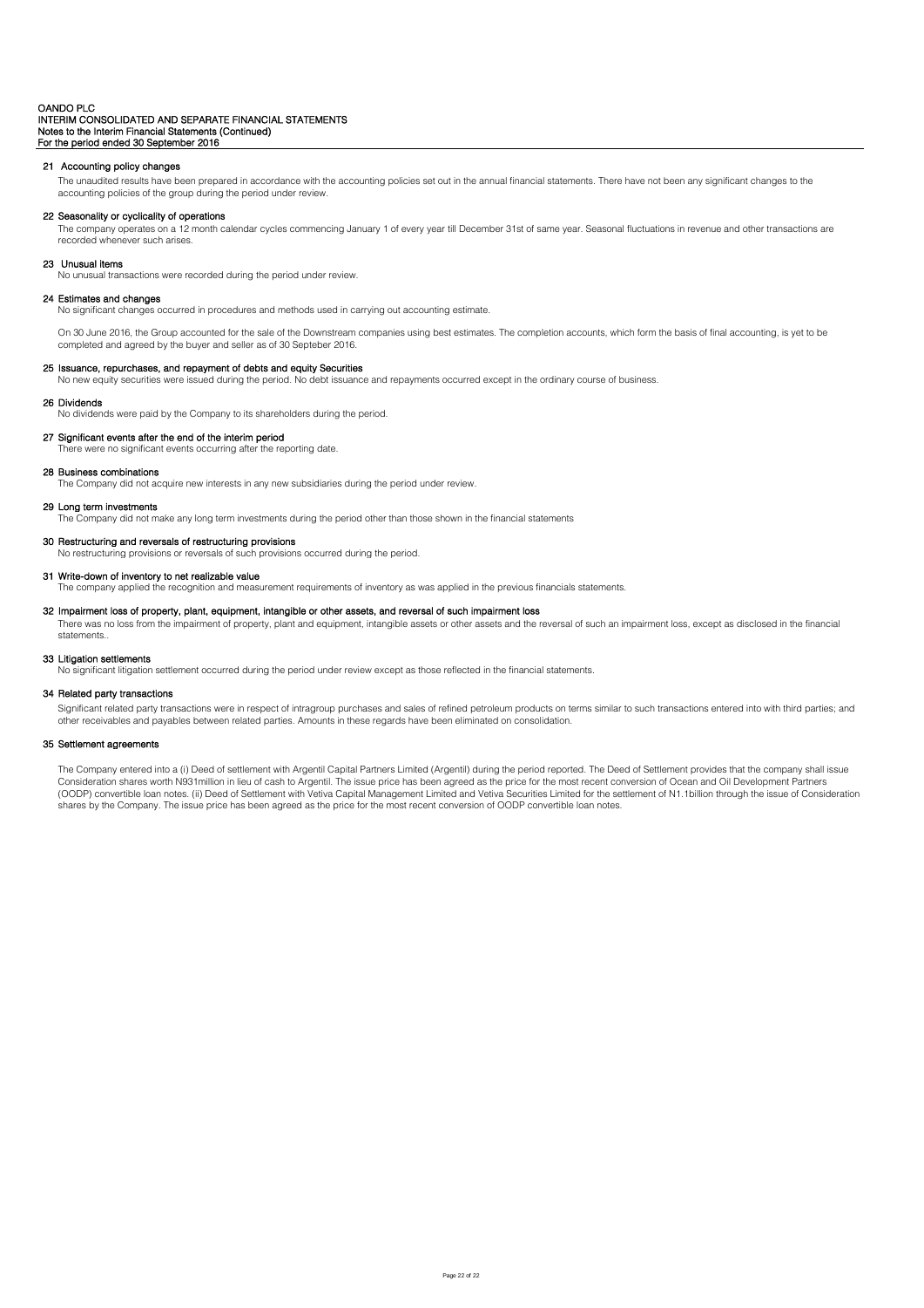# OANDO PLC
## INTERIM CONSOLIDATED AND SEPARATE FINANCIAL STATEMENTS
### Notes to the Interim Financial Statements (Continued)
### For the period ended 30 September 2016

### 21 Accounting policy changes

The unaudited results have been prepared in accordance with the accounting policies set out in the annual financial statements. There have not been any significant changes to the accounting policies of the group during the period under review.

### 22 Seasonality or cyclicality of operations

The company operates on a 12 month calendar cycles commencing January 1 of every year till December 31st of same year. Seasonal fluctuations in revenue and other transactions are recorded whenever such arises.

### 23 Unusual items

No unusual transactions were recorded during the period under review.

### 24 Estimates and changes

No significant changes occurred in procedures and methods used in carrying out accounting estimate.

On 30 June 2016, the Group accounted for the sale of the Downstream companies using best estimates. The completion accounts, which form the basis of final accounting, is yet to be completed and agreed by the buyer and seller as of 30 Septeber 2016.

### 25 Issuance, repurchases, and repayment of debts and equity Securities

No new equity securities were issued during the period. No debt issuance and repayments occurred except in the ordinary course of business.

### 26 Dividends

No dividends were paid by the Company to its shareholders during the period.

### 27 Significant events after the end of the interim period

There were no significant events occurring after the reporting date.

### 28 Business combinations

The Company did not acquire new interests in any new subsidiaries during the period under review.

### 29 Long term investments

The Company did not make any long term investments during the period other than those shown in the financial statements

### 30 Restructuring and reversals of restructuring provisions

No restructuring provisions or reversals of such provisions occurred during the period.

### 31 Write-down of inventory to net realizable value

The company applied the recognition and measurement requirements of inventory as was applied in the previous financials statements.

### 32 Impairment loss of property, plant, equipment, intangible or other assets, and reversal of such impairment loss

There was no loss from the impairment of property, plant and equipment, intangible assets or other assets and the reversal of such an impairment loss, except as disclosed in the financial statements..

### 33 Litigation settlements

No significant litigation settlement occurred during the period under review except as those reflected in the financial statements.

### 34 Related party transactions

Significant related party transactions were in respect of intragroup purchases and sales of refined petroleum products on terms similar to such transactions entered into with third parties; and other receivables and payables between related parties. Amounts in these regards have been eliminated on consolidation.

### 35 Settlement agreements

The Company entered into a (i) Deed of settlement with Argentil Capital Partners Limited (Argentil) during the period reported. The Deed of Settlement provides that the company shall issue Consideration shares worth N931million in lieu of cash to Argentil. The issue price has been agreed as the price for the most recent conversion of Ocean and Oil Development Partners (OODP) convertible loan notes. (ii) Deed of Settlement with Vetiva Capital Management Limited and Vetiva Securities Limited for the settlement of N1.1billion through the issue of Consideration shares by the Company. The issue price has been agreed as the price for the most recent conversion of OODP convertible loan notes.